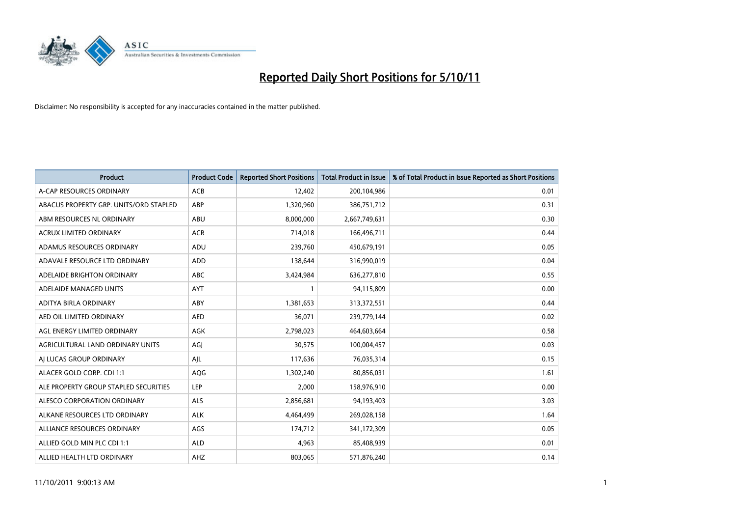# Reported Daily Short Positions for 5/10/11

Disclaimer: No responsibility is accepted for any inaccuracies contained in the matter published.

| Product | Product Code | Reported Short Positions | Total Product in Issue | % of Total Product in Issue Reported as Short Positions |
|---|---|---|---|---|
| A-CAP RESOURCES ORDINARY | ACB | 12,402 | 200,104,986 | 0.01 |
| ABACUS PROPERTY GRP. UNITS/ORD STAPLED | ABP | 1,320,960 | 386,751,712 | 0.31 |
| ABM RESOURCES NL ORDINARY | ABU | 8,000,000 | 2,667,749,631 | 0.30 |
| ACRUX LIMITED ORDINARY | ACR | 714,018 | 166,496,711 | 0.44 |
| ADAMUS RESOURCES ORDINARY | ADU | 239,760 | 450,679,191 | 0.05 |
| ADAVALE RESOURCE LTD ORDINARY | ADD | 138,644 | 316,990,019 | 0.04 |
| ADELAIDE BRIGHTON ORDINARY | ABC | 3,424,984 | 636,277,810 | 0.55 |
| ADELAIDE MANAGED UNITS | AYT | 1 | 94,115,809 | 0.00 |
| ADITYA BIRLA ORDINARY | ABY | 1,381,653 | 313,372,551 | 0.44 |
| AED OIL LIMITED ORDINARY | AED | 36,071 | 239,779,144 | 0.02 |
| AGL ENERGY LIMITED ORDINARY | AGK | 2,798,023 | 464,603,664 | 0.58 |
| AGRICULTURAL LAND ORDINARY UNITS | AGJ | 30,575 | 100,004,457 | 0.03 |
| AJ LUCAS GROUP ORDINARY | AJL | 117,636 | 76,035,314 | 0.15 |
| ALACER GOLD CORP. CDI 1:1 | AQG | 1,302,240 | 80,856,031 | 1.61 |
| ALE PROPERTY GROUP STAPLED SECURITIES | LEP | 2,000 | 158,976,910 | 0.00 |
| ALESCO CORPORATION ORDINARY | ALS | 2,856,681 | 94,193,403 | 3.03 |
| ALKANE RESOURCES LTD ORDINARY | ALK | 4,464,499 | 269,028,158 | 1.64 |
| ALLIANCE RESOURCES ORDINARY | AGS | 174,712 | 341,172,309 | 0.05 |
| ALLIED GOLD MIN PLC CDI 1:1 | ALD | 4,963 | 85,408,939 | 0.01 |
| ALLIED HEALTH LTD ORDINARY | AHZ | 803,065 | 571,876,240 | 0.14 |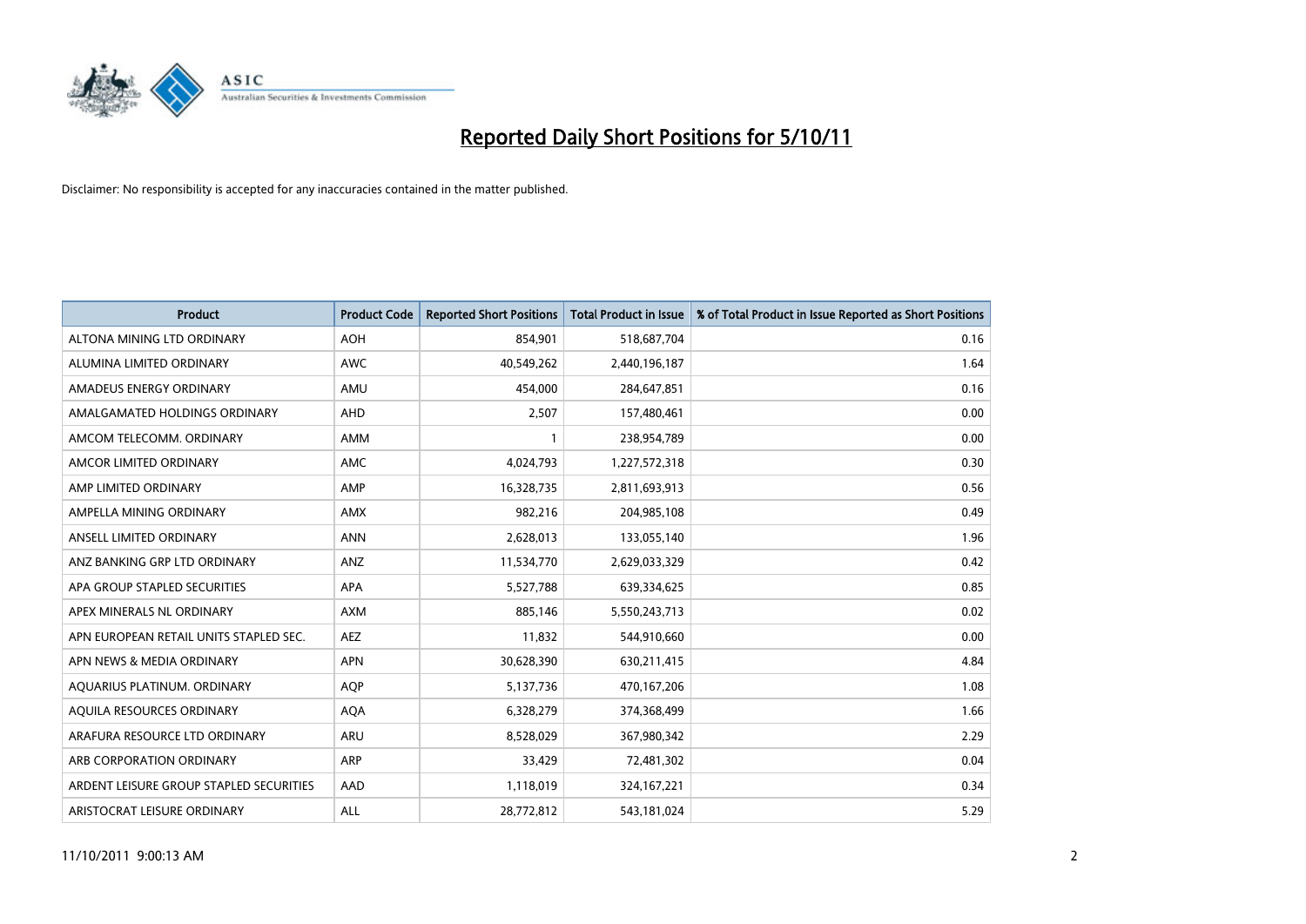# Reported Daily Short Positions for 5/10/11

Disclaimer: No responsibility is accepted for any inaccuracies contained in the matter published.

| Product | Product Code | Reported Short Positions | Total Product in Issue | % of Total Product in Issue Reported as Short Positions |
|---|---|---|---|---|
| ALTONA MINING LTD ORDINARY | AOH | 854,901 | 518,687,704 | 0.16 |
| ALUMINA LIMITED ORDINARY | AWC | 40,549,262 | 2,440,196,187 | 1.64 |
| AMADEUS ENERGY ORDINARY | AMU | 454,000 | 284,647,851 | 0.16 |
| AMALGAMATED HOLDINGS ORDINARY | AHD | 2,507 | 157,480,461 | 0.00 |
| AMCOM TELECOMM. ORDINARY | AMM | 1 | 238,954,789 | 0.00 |
| AMCOR LIMITED ORDINARY | AMC | 4,024,793 | 1,227,572,318 | 0.30 |
| AMP LIMITED ORDINARY | AMP | 16,328,735 | 2,811,693,913 | 0.56 |
| AMPELLA MINING ORDINARY | AMX | 982,216 | 204,985,108 | 0.49 |
| ANSELL LIMITED ORDINARY | ANN | 2,628,013 | 133,055,140 | 1.96 |
| ANZ BANKING GRP LTD ORDINARY | ANZ | 11,534,770 | 2,629,033,329 | 0.42 |
| APA GROUP STAPLED SECURITIES | APA | 5,527,788 | 639,334,625 | 0.85 |
| APEX MINERALS NL ORDINARY | AXM | 885,146 | 5,550,243,713 | 0.02 |
| APN EUROPEAN RETAIL UNITS STAPLED SEC. | AEZ | 11,832 | 544,910,660 | 0.00 |
| APN NEWS & MEDIA ORDINARY | APN | 30,628,390 | 630,211,415 | 4.84 |
| AQUARIUS PLATINUM. ORDINARY | AQP | 5,137,736 | 470,167,206 | 1.08 |
| AQUILA RESOURCES ORDINARY | AQA | 6,328,279 | 374,368,499 | 1.66 |
| ARAFURA RESOURCE LTD ORDINARY | ARU | 8,528,029 | 367,980,342 | 2.29 |
| ARB CORPORATION ORDINARY | ARP | 33,429 | 72,481,302 | 0.04 |
| ARDENT LEISURE GROUP STAPLED SECURITIES | AAD | 1,118,019 | 324,167,221 | 0.34 |
| ARISTOCRAT LEISURE ORDINARY | ALL | 28,772,812 | 543,181,024 | 5.29 |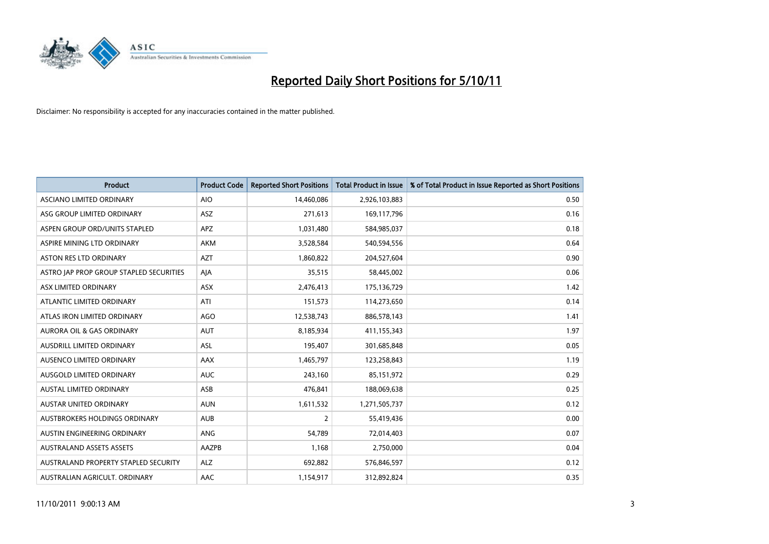# Reported Daily Short Positions for 5/10/11

Disclaimer: No responsibility is accepted for any inaccuracies contained in the matter published.

| Product | Product Code | Reported Short Positions | Total Product in Issue | % of Total Product in Issue Reported as Short Positions |
|---|---|---|---|---|
| ASCIANO LIMITED ORDINARY | AIO | 14,460,086 | 2,926,103,883 | 0.50 |
| ASG GROUP LIMITED ORDINARY | ASZ | 271,613 | 169,117,796 | 0.16 |
| ASPEN GROUP ORD/UNITS STAPLED | APZ | 1,031,480 | 584,985,037 | 0.18 |
| ASPIRE MINING LTD ORDINARY | AKM | 3,528,584 | 540,594,556 | 0.64 |
| ASTON RES LTD ORDINARY | AZT | 1,860,822 | 204,527,604 | 0.90 |
| ASTRO JAP PROP GROUP STAPLED SECURITIES | AJA | 35,515 | 58,445,002 | 0.06 |
| ASX LIMITED ORDINARY | ASX | 2,476,413 | 175,136,729 | 1.42 |
| ATLANTIC LIMITED ORDINARY | ATI | 151,573 | 114,273,650 | 0.14 |
| ATLAS IRON LIMITED ORDINARY | AGO | 12,538,743 | 886,578,143 | 1.41 |
| AURORA OIL & GAS ORDINARY | AUT | 8,185,934 | 411,155,343 | 1.97 |
| AUSDRILL LIMITED ORDINARY | ASL | 195,407 | 301,685,848 | 0.05 |
| AUSENCO LIMITED ORDINARY | AAX | 1,465,797 | 123,258,843 | 1.19 |
| AUSGOLD LIMITED ORDINARY | AUC | 243,160 | 85,151,972 | 0.29 |
| AUSTAL LIMITED ORDINARY | ASB | 476,841 | 188,069,638 | 0.25 |
| AUSTAR UNITED ORDINARY | AUN | 1,611,532 | 1,271,505,737 | 0.12 |
| AUSTBROKERS HOLDINGS ORDINARY | AUB | 2 | 55,419,436 | 0.00 |
| AUSTIN ENGINEERING ORDINARY | ANG | 54,789 | 72,014,403 | 0.07 |
| AUSTRALAND ASSETS ASSETS | AAZPB | 1,168 | 2,750,000 | 0.04 |
| AUSTRALAND PROPERTY STAPLED SECURITY | ALZ | 692,882 | 576,846,597 | 0.12 |
| AUSTRALIAN AGRICULT. ORDINARY | AAC | 1,154,917 | 312,892,824 | 0.35 |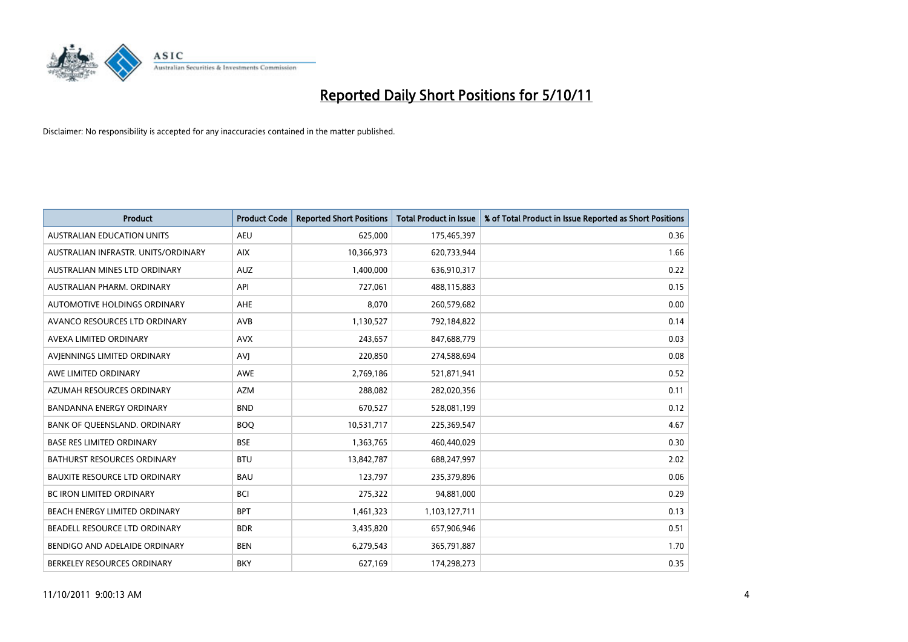# Reported Daily Short Positions for 5/10/11

Disclaimer: No responsibility is accepted for any inaccuracies contained in the matter published.

| Product | Product Code | Reported Short Positions | Total Product in Issue | % of Total Product in Issue Reported as Short Positions |
|---|---|---|---|---|
| AUSTRALIAN EDUCATION UNITS | AEU | 625,000 | 175,465,397 | 0.36 |
| AUSTRALIAN INFRASTR. UNITS/ORDINARY | AIX | 10,366,973 | 620,733,944 | 1.66 |
| AUSTRALIAN MINES LTD ORDINARY | AUZ | 1,400,000 | 636,910,317 | 0.22 |
| AUSTRALIAN PHARM. ORDINARY | API | 727,061 | 488,115,883 | 0.15 |
| AUTOMOTIVE HOLDINGS ORDINARY | AHE | 8,070 | 260,579,682 | 0.00 |
| AVANCO RESOURCES LTD ORDINARY | AVB | 1,130,527 | 792,184,822 | 0.14 |
| AVEXA LIMITED ORDINARY | AVX | 243,657 | 847,688,779 | 0.03 |
| AVJENNINGS LIMITED ORDINARY | AVJ | 220,850 | 274,588,694 | 0.08 |
| AWE LIMITED ORDINARY | AWE | 2,769,186 | 521,871,941 | 0.52 |
| AZUMAH RESOURCES ORDINARY | AZM | 288,082 | 282,020,356 | 0.11 |
| BANDANNA ENERGY ORDINARY | BND | 670,527 | 528,081,199 | 0.12 |
| BANK OF QUEENSLAND. ORDINARY | BOQ | 10,531,717 | 225,369,547 | 4.67 |
| BASE RES LIMITED ORDINARY | BSE | 1,363,765 | 460,440,029 | 0.30 |
| BATHURST RESOURCES ORDINARY | BTU | 13,842,787 | 688,247,997 | 2.02 |
| BAUXITE RESOURCE LTD ORDINARY | BAU | 123,797 | 235,379,896 | 0.06 |
| BC IRON LIMITED ORDINARY | BCI | 275,322 | 94,881,000 | 0.29 |
| BEACH ENERGY LIMITED ORDINARY | BPT | 1,461,323 | 1,103,127,711 | 0.13 |
| BEADELL RESOURCE LTD ORDINARY | BDR | 3,435,820 | 657,906,946 | 0.51 |
| BENDIGO AND ADELAIDE ORDINARY | BEN | 6,279,543 | 365,791,887 | 1.70 |
| BERKELEY RESOURCES ORDINARY | BKY | 627,169 | 174,298,273 | 0.35 |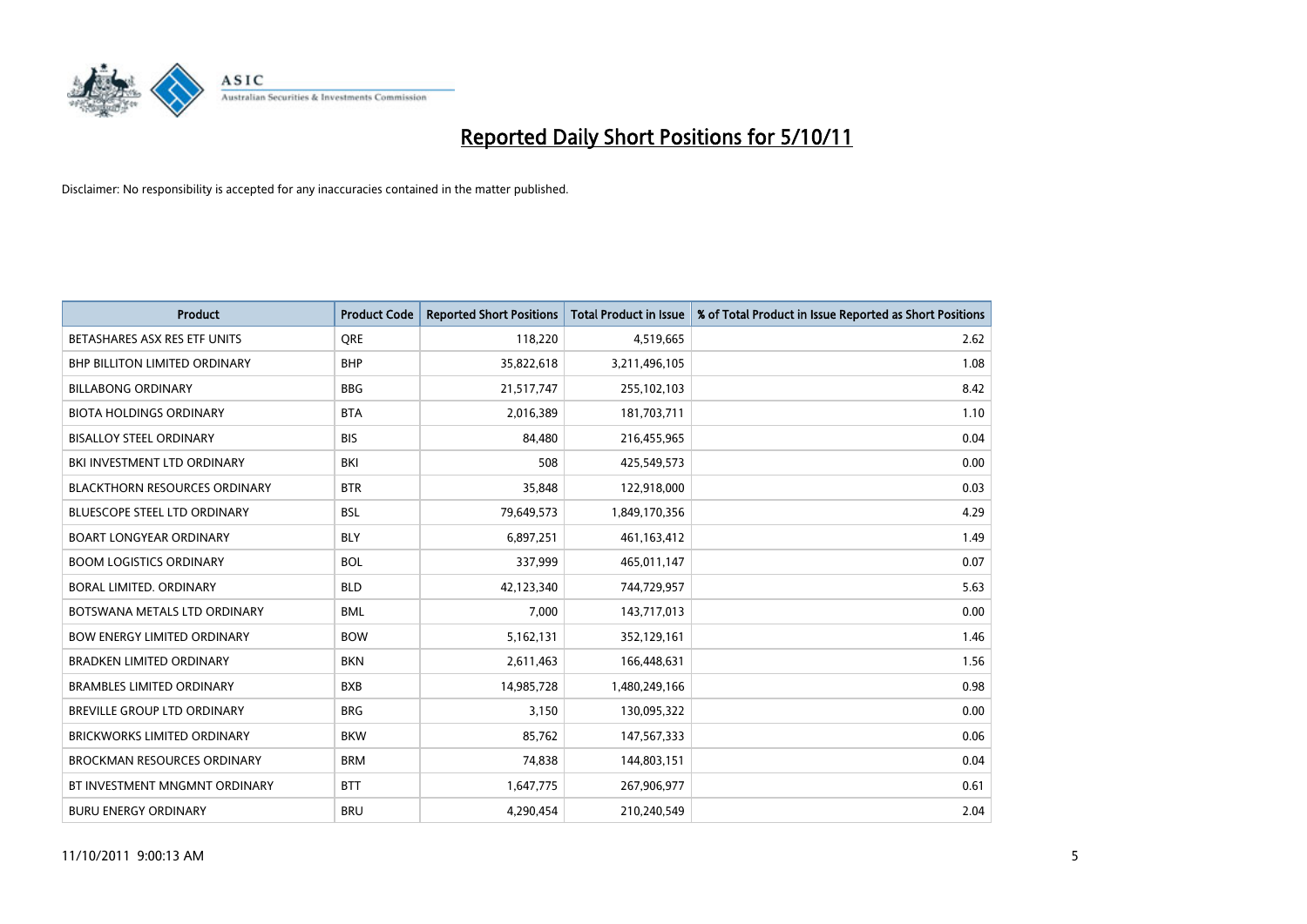# Reported Daily Short Positions for 5/10/11

Disclaimer: No responsibility is accepted for any inaccuracies contained in the matter published.

| Product | Product Code | Reported Short Positions | Total Product in Issue | % of Total Product in Issue Reported as Short Positions |
|---|---|---|---|---|
| BETASHARES ASX RES ETF UNITS | QRE | 118,220 | 4,519,665 | 2.62 |
| BHP BILLITON LIMITED ORDINARY | BHP | 35,822,618 | 3,211,496,105 | 1.08 |
| BILLABONG ORDINARY | BBG | 21,517,747 | 255,102,103 | 8.42 |
| BIOTA HOLDINGS ORDINARY | BTA | 2,016,389 | 181,703,711 | 1.10 |
| BISALLOY STEEL ORDINARY | BIS | 84,480 | 216,455,965 | 0.04 |
| BKI INVESTMENT LTD ORDINARY | BKI | 508 | 425,549,573 | 0.00 |
| BLACKTHORN RESOURCES ORDINARY | BTR | 35,848 | 122,918,000 | 0.03 |
| BLUESCOPE STEEL LTD ORDINARY | BSL | 79,649,573 | 1,849,170,356 | 4.29 |
| BOART LONGYEAR ORDINARY | BLY | 6,897,251 | 461,163,412 | 1.49 |
| BOOM LOGISTICS ORDINARY | BOL | 337,999 | 465,011,147 | 0.07 |
| BORAL LIMITED. ORDINARY | BLD | 42,123,340 | 744,729,957 | 5.63 |
| BOTSWANA METALS LTD ORDINARY | BML | 7,000 | 143,717,013 | 0.00 |
| BOW ENERGY LIMITED ORDINARY | BOW | 5,162,131 | 352,129,161 | 1.46 |
| BRADKEN LIMITED ORDINARY | BKN | 2,611,463 | 166,448,631 | 1.56 |
| BRAMBLES LIMITED ORDINARY | BXB | 14,985,728 | 1,480,249,166 | 0.98 |
| BREVILLE GROUP LTD ORDINARY | BRG | 3,150 | 130,095,322 | 0.00 |
| BRICKWORKS LIMITED ORDINARY | BKW | 85,762 | 147,567,333 | 0.06 |
| BROCKMAN RESOURCES ORDINARY | BRM | 74,838 | 144,803,151 | 0.04 |
| BT INVESTMENT MNGMNT ORDINARY | BTT | 1,647,775 | 267,906,977 | 0.61 |
| BURU ENERGY ORDINARY | BRU | 4,290,454 | 210,240,549 | 2.04 |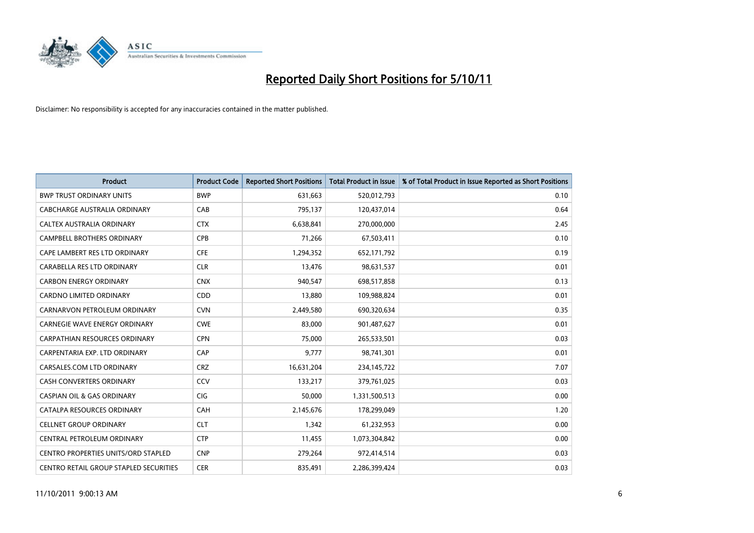# Reported Daily Short Positions for 5/10/11

Disclaimer: No responsibility is accepted for any inaccuracies contained in the matter published.

| Product | Product Code | Reported Short Positions | Total Product in Issue | % of Total Product in Issue Reported as Short Positions |
|---|---|---|---|---|
| BWP TRUST ORDINARY UNITS | BWP | 631,663 | 520,012,793 | 0.10 |
| CABCHARGE AUSTRALIA ORDINARY | CAB | 795,137 | 120,437,014 | 0.64 |
| CALTEX AUSTRALIA ORDINARY | CTX | 6,638,841 | 270,000,000 | 2.45 |
| CAMPBELL BROTHERS ORDINARY | CPB | 71,266 | 67,503,411 | 0.10 |
| CAPE LAMBERT RES LTD ORDINARY | CFE | 1,294,352 | 652,171,792 | 0.19 |
| CARABELLA RES LTD ORDINARY | CLR | 13,476 | 98,631,537 | 0.01 |
| CARBON ENERGY ORDINARY | CNX | 940,547 | 698,517,858 | 0.13 |
| CARDNO LIMITED ORDINARY | CDD | 13,880 | 109,988,824 | 0.01 |
| CARNARVON PETROLEUM ORDINARY | CVN | 2,449,580 | 690,320,634 | 0.35 |
| CARNEGIE WAVE ENERGY ORDINARY | CWE | 83,000 | 901,487,627 | 0.01 |
| CARPATHIAN RESOURCES ORDINARY | CPN | 75,000 | 265,533,501 | 0.03 |
| CARPENTARIA EXP. LTD ORDINARY | CAP | 9,777 | 98,741,301 | 0.01 |
| CARSALES.COM LTD ORDINARY | CRZ | 16,631,204 | 234,145,722 | 7.07 |
| CASH CONVERTERS ORDINARY | CCV | 133,217 | 379,761,025 | 0.03 |
| CASPIAN OIL & GAS ORDINARY | CIG | 50,000 | 1,331,500,513 | 0.00 |
| CATALPA RESOURCES ORDINARY | CAH | 2,145,676 | 178,299,049 | 1.20 |
| CELLNET GROUP ORDINARY | CLT | 1,342 | 61,232,953 | 0.00 |
| CENTRAL PETROLEUM ORDINARY | CTP | 11,455 | 1,073,304,842 | 0.00 |
| CENTRO PROPERTIES UNITS/ORD STAPLED | CNP | 279,264 | 972,414,514 | 0.03 |
| CENTRO RETAIL GROUP STAPLED SECURITIES | CER | 835,491 | 2,286,399,424 | 0.03 |

11/10/2011 9:00:13 AM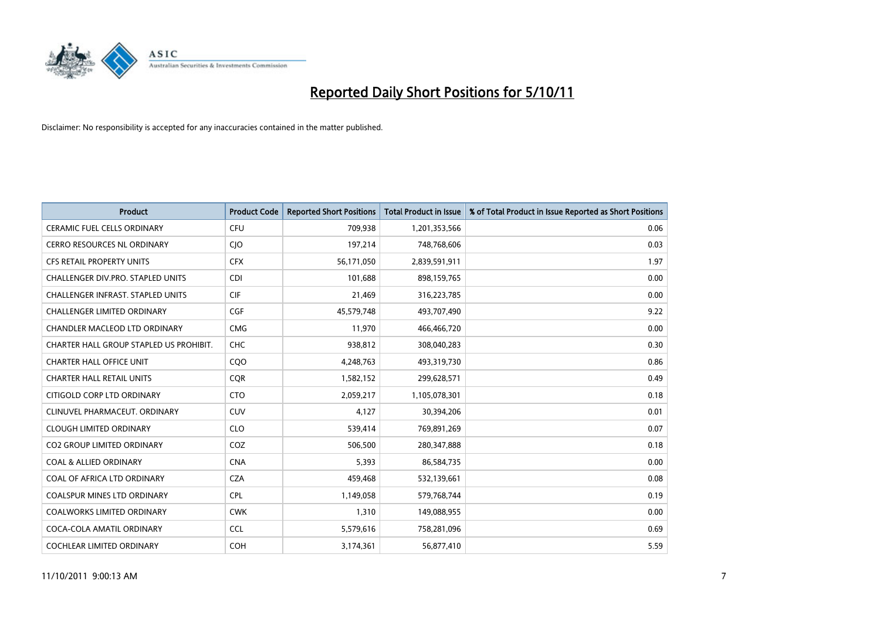# Reported Daily Short Positions for 5/10/11

Disclaimer: No responsibility is accepted for any inaccuracies contained in the matter published.

| Product | Product Code | Reported Short Positions | Total Product in Issue | % of Total Product in Issue Reported as Short Positions |
|---|---|---|---|---|
| CERAMIC FUEL CELLS ORDINARY | CFU | 709,938 | 1,201,353,566 | 0.06 |
| CERRO RESOURCES NL ORDINARY | CJO | 197,214 | 748,768,606 | 0.03 |
| CFS RETAIL PROPERTY UNITS | CFX | 56,171,050 | 2,839,591,911 | 1.97 |
| CHALLENGER DIV.PRO. STAPLED UNITS | CDI | 101,688 | 898,159,765 | 0.00 |
| CHALLENGER INFRAST. STAPLED UNITS | CIF | 21,469 | 316,223,785 | 0.00 |
| CHALLENGER LIMITED ORDINARY | CGF | 45,579,748 | 493,707,490 | 9.22 |
| CHANDLER MACLEOD LTD ORDINARY | CMG | 11,970 | 466,466,720 | 0.00 |
| CHARTER HALL GROUP STAPLED US PROHIBIT. | CHC | 938,812 | 308,040,283 | 0.30 |
| CHARTER HALL OFFICE UNIT | CQO | 4,248,763 | 493,319,730 | 0.86 |
| CHARTER HALL RETAIL UNITS | CQR | 1,582,152 | 299,628,571 | 0.49 |
| CITIGOLD CORP LTD ORDINARY | CTO | 2,059,217 | 1,105,078,301 | 0.18 |
| CLINUVEL PHARMACEUT. ORDINARY | CUV | 4,127 | 30,394,206 | 0.01 |
| CLOUGH LIMITED ORDINARY | CLO | 539,414 | 769,891,269 | 0.07 |
| CO2 GROUP LIMITED ORDINARY | COZ | 506,500 | 280,347,888 | 0.18 |
| COAL & ALLIED ORDINARY | CNA | 5,393 | 86,584,735 | 0.00 |
| COAL OF AFRICA LTD ORDINARY | CZA | 459,468 | 532,139,661 | 0.08 |
| COALSPUR MINES LTD ORDINARY | CPL | 1,149,058 | 579,768,744 | 0.19 |
| COALWORKS LIMITED ORDINARY | CWK | 1,310 | 149,088,955 | 0.00 |
| COCA-COLA AMATIL ORDINARY | CCL | 5,579,616 | 758,281,096 | 0.69 |
| COCHLEAR LIMITED ORDINARY | COH | 3,174,361 | 56,877,410 | 5.59 |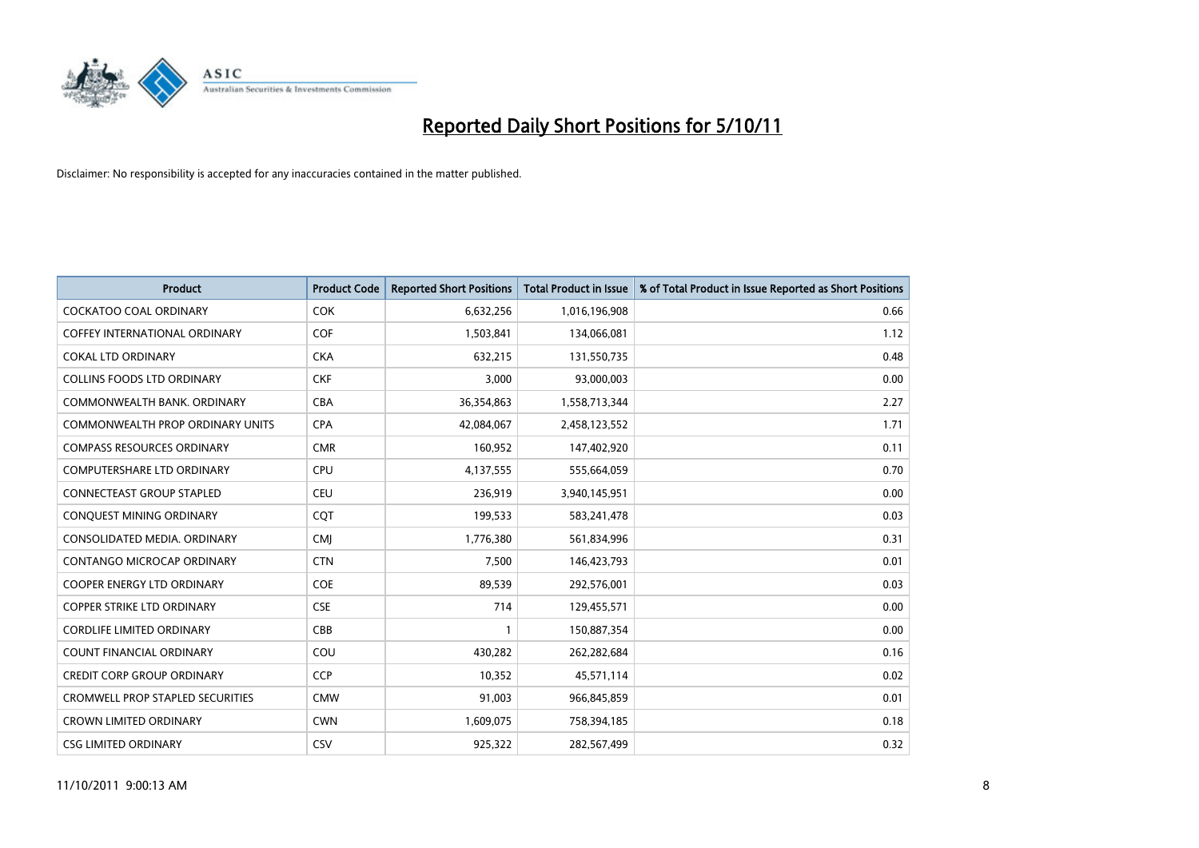# Reported Daily Short Positions for 5/10/11

Disclaimer: No responsibility is accepted for any inaccuracies contained in the matter published.

| Product | Product Code | Reported Short Positions | Total Product in Issue | % of Total Product in Issue Reported as Short Positions |
|---|---|---|---|---|
| COCKATOO COAL ORDINARY | COK | 6,632,256 | 1,016,196,908 | 0.66 |
| COFFEY INTERNATIONAL ORDINARY | COF | 1,503,841 | 134,066,081 | 1.12 |
| COKAL LTD ORDINARY | CKA | 632,215 | 131,550,735 | 0.48 |
| COLLINS FOODS LTD ORDINARY | CKF | 3,000 | 93,000,003 | 0.00 |
| COMMONWEALTH BANK. ORDINARY | CBA | 36,354,863 | 1,558,713,344 | 2.27 |
| COMMONWEALTH PROP ORDINARY UNITS | CPA | 42,084,067 | 2,458,123,552 | 1.71 |
| COMPASS RESOURCES ORDINARY | CMR | 160,952 | 147,402,920 | 0.11 |
| COMPUTERSHARE LTD ORDINARY | CPU | 4,137,555 | 555,664,059 | 0.70 |
| CONNECTEAST GROUP STAPLED | CEU | 236,919 | 3,940,145,951 | 0.00 |
| CONQUEST MINING ORDINARY | CQT | 199,533 | 583,241,478 | 0.03 |
| CONSOLIDATED MEDIA. ORDINARY | CMJ | 1,776,380 | 561,834,996 | 0.31 |
| CONTANGO MICROCAP ORDINARY | CTN | 7,500 | 146,423,793 | 0.01 |
| COOPER ENERGY LTD ORDINARY | COE | 89,539 | 292,576,001 | 0.03 |
| COPPER STRIKE LTD ORDINARY | CSE | 714 | 129,455,571 | 0.00 |
| CORDLIFE LIMITED ORDINARY | CBB | 1 | 150,887,354 | 0.00 |
| COUNT FINANCIAL ORDINARY | COU | 430,282 | 262,282,684 | 0.16 |
| CREDIT CORP GROUP ORDINARY | CCP | 10,352 | 45,571,114 | 0.02 |
| CROMWELL PROP STAPLED SECURITIES | CMW | 91,003 | 966,845,859 | 0.01 |
| CROWN LIMITED ORDINARY | CWN | 1,609,075 | 758,394,185 | 0.18 |
| CSG LIMITED ORDINARY | CSV | 925,322 | 282,567,499 | 0.32 |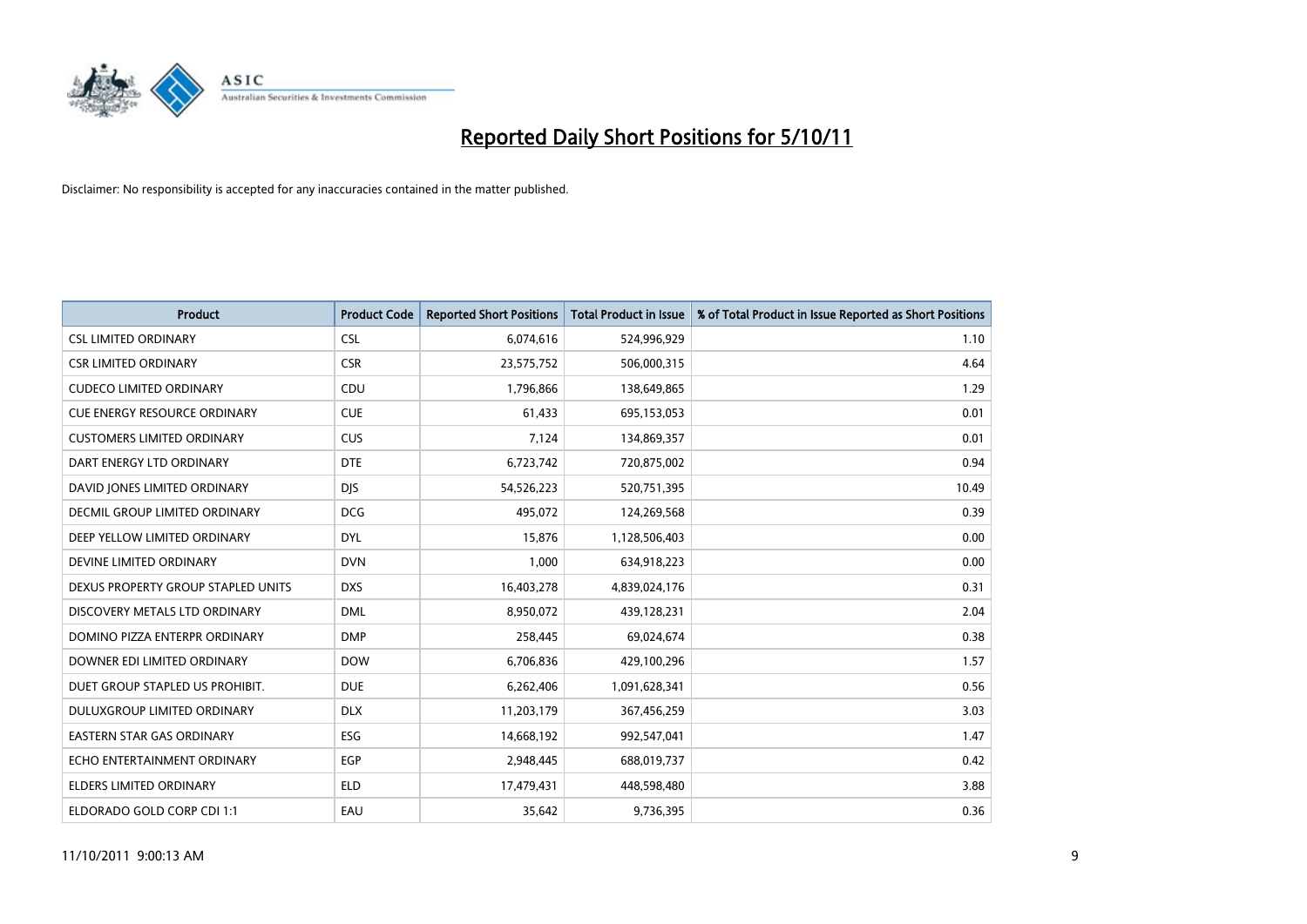# Reported Daily Short Positions for 5/10/11

Disclaimer: No responsibility is accepted for any inaccuracies contained in the matter published.

| Product | Product Code | Reported Short Positions | Total Product in Issue | % of Total Product in Issue Reported as Short Positions |
|---|---|---|---|---|
| CSL LIMITED ORDINARY | CSL | 6,074,616 | 524,996,929 | 1.10 |
| CSR LIMITED ORDINARY | CSR | 23,575,752 | 506,000,315 | 4.64 |
| CUDECO LIMITED ORDINARY | CDU | 1,796,866 | 138,649,865 | 1.29 |
| CUE ENERGY RESOURCE ORDINARY | CUE | 61,433 | 695,153,053 | 0.01 |
| CUSTOMERS LIMITED ORDINARY | CUS | 7,124 | 134,869,357 | 0.01 |
| DART ENERGY LTD ORDINARY | DTE | 6,723,742 | 720,875,002 | 0.94 |
| DAVID JONES LIMITED ORDINARY | DJS | 54,526,223 | 520,751,395 | 10.49 |
| DECMIL GROUP LIMITED ORDINARY | DCG | 495,072 | 124,269,568 | 0.39 |
| DEEP YELLOW LIMITED ORDINARY | DYL | 15,876 | 1,128,506,403 | 0.00 |
| DEVINE LIMITED ORDINARY | DVN | 1,000 | 634,918,223 | 0.00 |
| DEXUS PROPERTY GROUP STAPLED UNITS | DXS | 16,403,278 | 4,839,024,176 | 0.31 |
| DISCOVERY METALS LTD ORDINARY | DML | 8,950,072 | 439,128,231 | 2.04 |
| DOMINO PIZZA ENTERPR ORDINARY | DMP | 258,445 | 69,024,674 | 0.38 |
| DOWNER EDI LIMITED ORDINARY | DOW | 6,706,836 | 429,100,296 | 1.57 |
| DUET GROUP STAPLED US PROHIBIT. | DUE | 6,262,406 | 1,091,628,341 | 0.56 |
| DULUXGROUP LIMITED ORDINARY | DLX | 11,203,179 | 367,456,259 | 3.03 |
| EASTERN STAR GAS ORDINARY | ESG | 14,668,192 | 992,547,041 | 1.47 |
| ECHO ENTERTAINMENT ORDINARY | EGP | 2,948,445 | 688,019,737 | 0.42 |
| ELDERS LIMITED ORDINARY | ELD | 17,479,431 | 448,598,480 | 3.88 |
| ELDORADO GOLD CORP CDI 1:1 | EAU | 35,642 | 9,736,395 | 0.36 |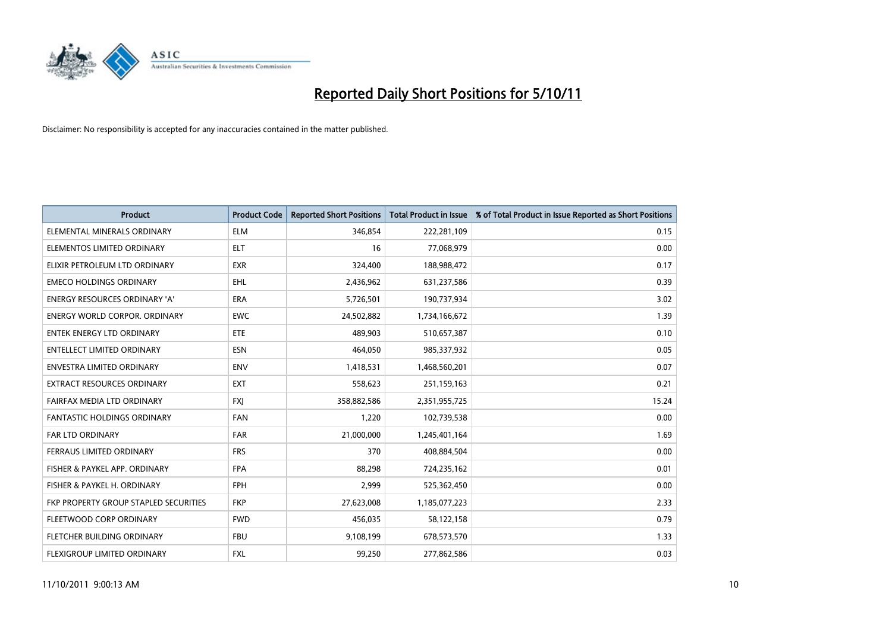# Reported Daily Short Positions for 5/10/11

Disclaimer: No responsibility is accepted for any inaccuracies contained in the matter published.

| Product | Product Code | Reported Short Positions | Total Product in Issue | % of Total Product in Issue Reported as Short Positions |
|---|---|---|---|---|
| ELEMENTAL MINERALS ORDINARY | ELM | 346,854 | 222,281,109 | 0.15 |
| ELEMENTOS LIMITED ORDINARY | ELT | 16 | 77,068,979 | 0.00 |
| ELIXIR PETROLEUM LTD ORDINARY | EXR | 324,400 | 188,988,472 | 0.17 |
| EMECO HOLDINGS ORDINARY | EHL | 2,436,962 | 631,237,586 | 0.39 |
| ENERGY RESOURCES ORDINARY 'A' | ERA | 5,726,501 | 190,737,934 | 3.02 |
| ENERGY WORLD CORPOR. ORDINARY | EWC | 24,502,882 | 1,734,166,672 | 1.39 |
| ENTEK ENERGY LTD ORDINARY | ETE | 489,903 | 510,657,387 | 0.10 |
| ENTELLECT LIMITED ORDINARY | ESN | 464,050 | 985,337,932 | 0.05 |
| ENVESTRA LIMITED ORDINARY | ENV | 1,418,531 | 1,468,560,201 | 0.07 |
| EXTRACT RESOURCES ORDINARY | EXT | 558,623 | 251,159,163 | 0.21 |
| FAIRFAX MEDIA LTD ORDINARY | FXJ | 358,882,586 | 2,351,955,725 | 15.24 |
| FANTASTIC HOLDINGS ORDINARY | FAN | 1,220 | 102,739,538 | 0.00 |
| FAR LTD ORDINARY | FAR | 21,000,000 | 1,245,401,164 | 1.69 |
| FERRAUS LIMITED ORDINARY | FRS | 370 | 408,884,504 | 0.00 |
| FISHER & PAYKEL APP. ORDINARY | FPA | 88,298 | 724,235,162 | 0.01 |
| FISHER & PAYKEL H. ORDINARY | FPH | 2,999 | 525,362,450 | 0.00 |
| FKP PROPERTY GROUP STAPLED SECURITIES | FKP | 27,623,008 | 1,185,077,223 | 2.33 |
| FLEETWOOD CORP ORDINARY | FWD | 456,035 | 58,122,158 | 0.79 |
| FLETCHER BUILDING ORDINARY | FBU | 9,108,199 | 678,573,570 | 1.33 |
| FLEXIGROUP LIMITED ORDINARY | FXL | 99,250 | 277,862,586 | 0.03 |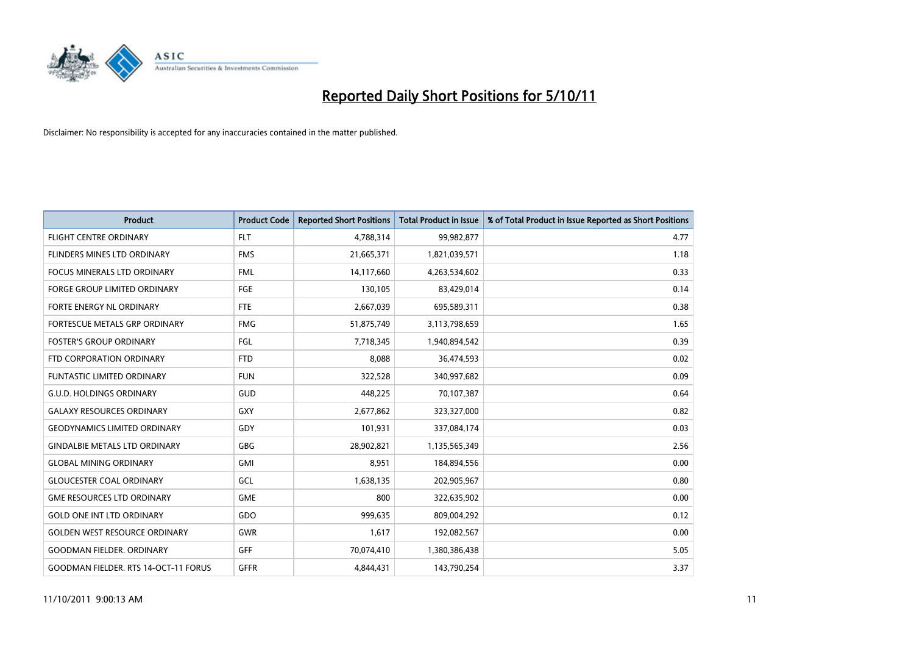# Reported Daily Short Positions for 5/10/11

Disclaimer: No responsibility is accepted for any inaccuracies contained in the matter published.

| Product | Product Code | Reported Short Positions | Total Product in Issue | % of Total Product in Issue Reported as Short Positions |
|---|---|---|---|---|
| FLIGHT CENTRE ORDINARY | FLT | 4,788,314 | 99,982,877 | 4.77 |
| FLINDERS MINES LTD ORDINARY | FMS | 21,665,371 | 1,821,039,571 | 1.18 |
| FOCUS MINERALS LTD ORDINARY | FML | 14,117,660 | 4,263,534,602 | 0.33 |
| FORGE GROUP LIMITED ORDINARY | FGE | 130,105 | 83,429,014 | 0.14 |
| FORTE ENERGY NL ORDINARY | FTE | 2,667,039 | 695,589,311 | 0.38 |
| FORTESCUE METALS GRP ORDINARY | FMG | 51,875,749 | 3,113,798,659 | 1.65 |
| FOSTER'S GROUP ORDINARY | FGL | 7,718,345 | 1,940,894,542 | 0.39 |
| FTD CORPORATION ORDINARY | FTD | 8,088 | 36,474,593 | 0.02 |
| FUNTASTIC LIMITED ORDINARY | FUN | 322,528 | 340,997,682 | 0.09 |
| G.U.D. HOLDINGS ORDINARY | GUD | 448,225 | 70,107,387 | 0.64 |
| GALAXY RESOURCES ORDINARY | GXY | 2,677,862 | 323,327,000 | 0.82 |
| GEODYNAMICS LIMITED ORDINARY | GDY | 101,931 | 337,084,174 | 0.03 |
| GINDALBIE METALS LTD ORDINARY | GBG | 28,902,821 | 1,135,565,349 | 2.56 |
| GLOBAL MINING ORDINARY | GMI | 8,951 | 184,894,556 | 0.00 |
| GLOUCESTER COAL ORDINARY | GCL | 1,638,135 | 202,905,967 | 0.80 |
| GME RESOURCES LTD ORDINARY | GME | 800 | 322,635,902 | 0.00 |
| GOLD ONE INT LTD ORDINARY | GDO | 999,635 | 809,004,292 | 0.12 |
| GOLDEN WEST RESOURCE ORDINARY | GWR | 1,617 | 192,082,567 | 0.00 |
| GOODMAN FIELDER. ORDINARY | GFF | 70,074,410 | 1,380,386,438 | 5.05 |
| GOODMAN FIELDER. RTS 14-OCT-11 FORUS | GFFR | 4,844,431 | 143,790,254 | 3.37 |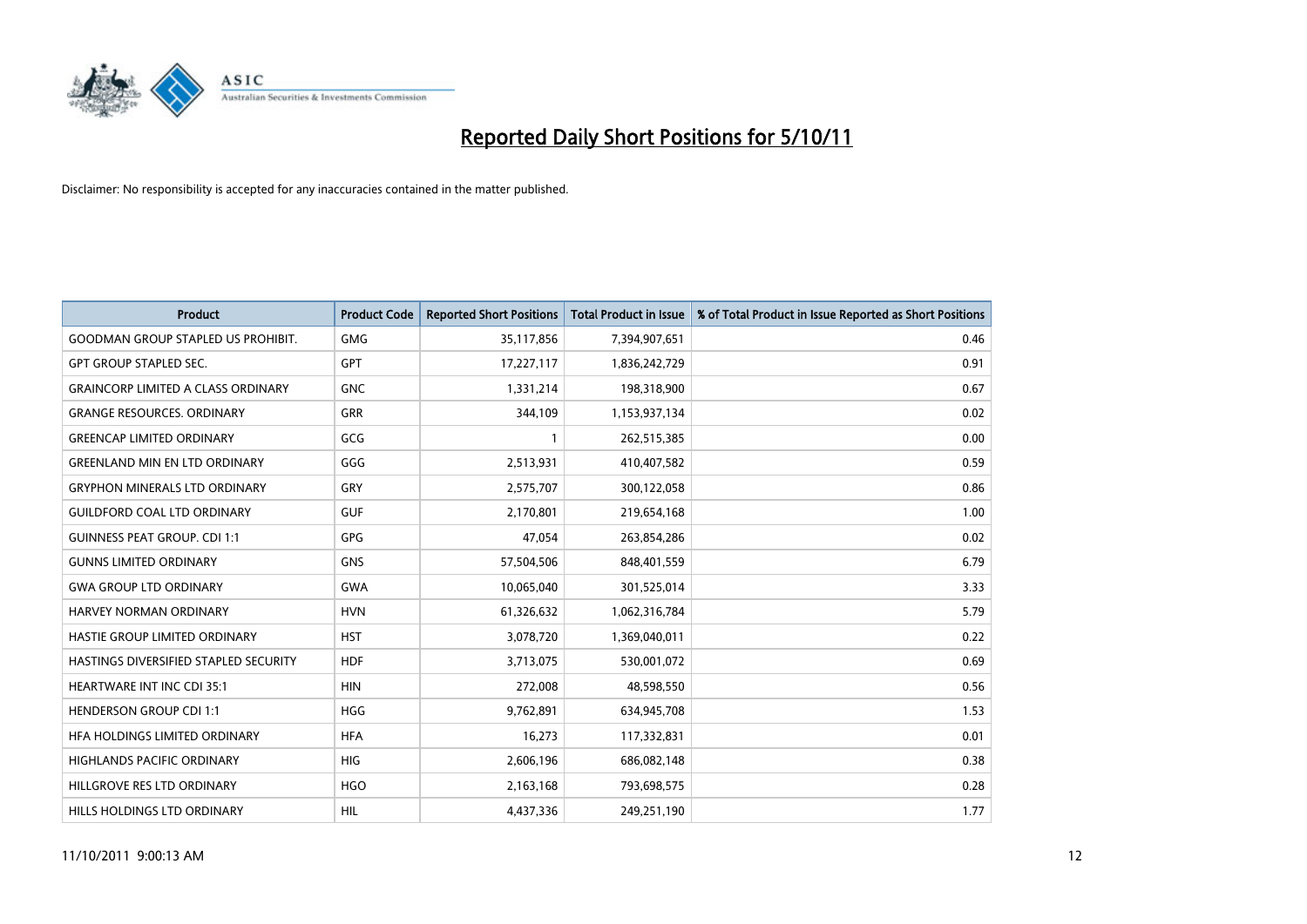# Reported Daily Short Positions for 5/10/11

Disclaimer: No responsibility is accepted for any inaccuracies contained in the matter published.

| Product | Product Code | Reported Short Positions | Total Product in Issue | % of Total Product in Issue Reported as Short Positions |
|---|---|---|---|---|
| GOODMAN GROUP STAPLED US PROHIBIT. | GMG | 35,117,856 | 7,394,907,651 | 0.46 |
| GPT GROUP STAPLED SEC. | GPT | 17,227,117 | 1,836,242,729 | 0.91 |
| GRAINCORP LIMITED A CLASS ORDINARY | GNC | 1,331,214 | 198,318,900 | 0.67 |
| GRANGE RESOURCES. ORDINARY | GRR | 344,109 | 1,153,937,134 | 0.02 |
| GREENCAP LIMITED ORDINARY | GCG | 1 | 262,515,385 | 0.00 |
| GREENLAND MIN EN LTD ORDINARY | GGG | 2,513,931 | 410,407,582 | 0.59 |
| GRYPHON MINERALS LTD ORDINARY | GRY | 2,575,707 | 300,122,058 | 0.86 |
| GUILDFORD COAL LTD ORDINARY | GUF | 2,170,801 | 219,654,168 | 1.00 |
| GUINNESS PEAT GROUP. CDI 1:1 | GPG | 47,054 | 263,854,286 | 0.02 |
| GUNNS LIMITED ORDINARY | GNS | 57,504,506 | 848,401,559 | 6.79 |
| GWA GROUP LTD ORDINARY | GWA | 10,065,040 | 301,525,014 | 3.33 |
| HARVEY NORMAN ORDINARY | HVN | 61,326,632 | 1,062,316,784 | 5.79 |
| HASTIE GROUP LIMITED ORDINARY | HST | 3,078,720 | 1,369,040,011 | 0.22 |
| HASTINGS DIVERSIFIED STAPLED SECURITY | HDF | 3,713,075 | 530,001,072 | 0.69 |
| HEARTWARE INT INC CDI 35:1 | HIN | 272,008 | 48,598,550 | 0.56 |
| HENDERSON GROUP CDI 1:1 | HGG | 9,762,891 | 634,945,708 | 1.53 |
| HFA HOLDINGS LIMITED ORDINARY | HFA | 16,273 | 117,332,831 | 0.01 |
| HIGHLANDS PACIFIC ORDINARY | HIG | 2,606,196 | 686,082,148 | 0.38 |
| HILLGROVE RES LTD ORDINARY | HGO | 2,163,168 | 793,698,575 | 0.28 |
| HILLS HOLDINGS LTD ORDINARY | HIL | 4,437,336 | 249,251,190 | 1.77 |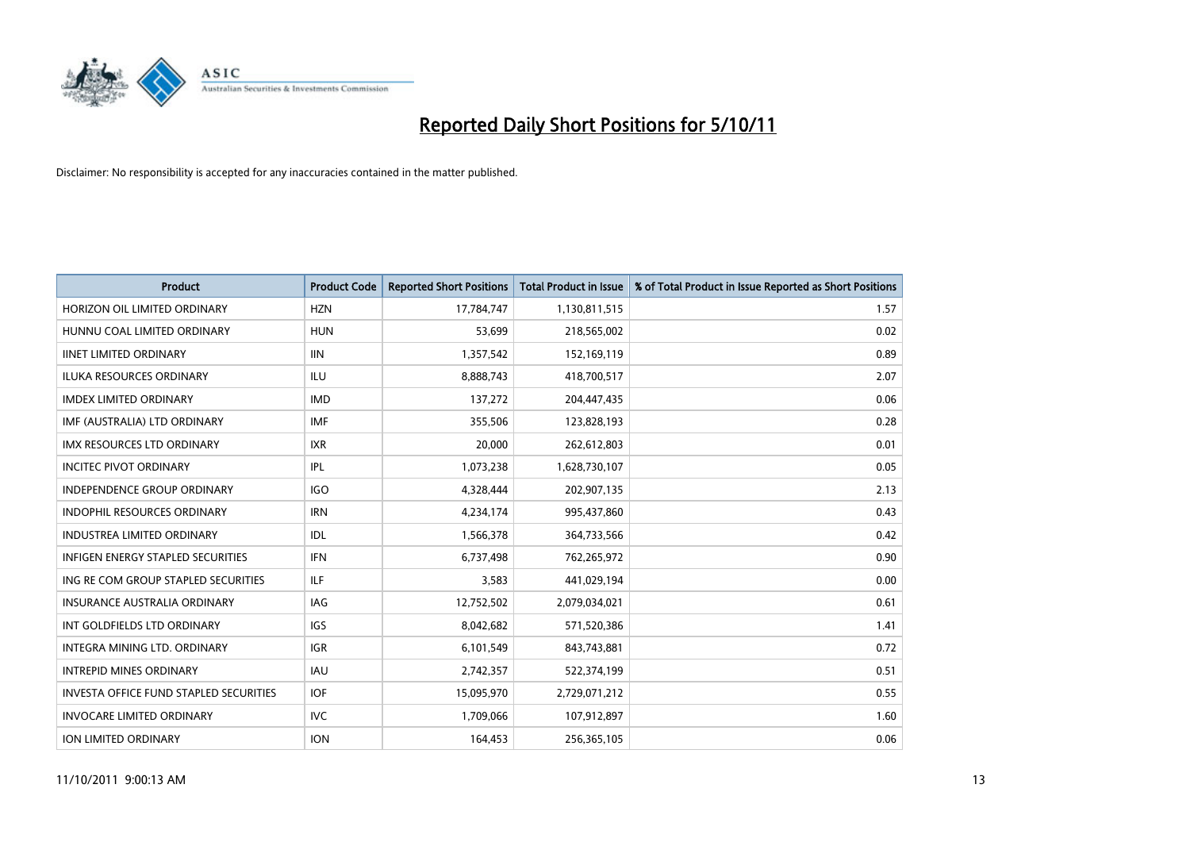# Reported Daily Short Positions for 5/10/11

Disclaimer: No responsibility is accepted for any inaccuracies contained in the matter published.

| Product | Product Code | Reported Short Positions | Total Product in Issue | % of Total Product in Issue Reported as Short Positions |
|---|---|---|---|---|
| HORIZON OIL LIMITED ORDINARY | HZN | 17,784,747 | 1,130,811,515 | 1.57 |
| HUNNU COAL LIMITED ORDINARY | HUN | 53,699 | 218,565,002 | 0.02 |
| IINET LIMITED ORDINARY | IIN | 1,357,542 | 152,169,119 | 0.89 |
| ILUKA RESOURCES ORDINARY | ILU | 8,888,743 | 418,700,517 | 2.07 |
| IMDEX LIMITED ORDINARY | IMD | 137,272 | 204,447,435 | 0.06 |
| IMF (AUSTRALIA) LTD ORDINARY | IMF | 355,506 | 123,828,193 | 0.28 |
| IMX RESOURCES LTD ORDINARY | IXR | 20,000 | 262,612,803 | 0.01 |
| INCITEC PIVOT ORDINARY | IPL | 1,073,238 | 1,628,730,107 | 0.05 |
| INDEPENDENCE GROUP ORDINARY | IGO | 4,328,444 | 202,907,135 | 2.13 |
| INDOPHIL RESOURCES ORDINARY | IRN | 4,234,174 | 995,437,860 | 0.43 |
| INDUSTREA LIMITED ORDINARY | IDL | 1,566,378 | 364,733,566 | 0.42 |
| INFIGEN ENERGY STAPLED SECURITIES | IFN | 6,737,498 | 762,265,972 | 0.90 |
| ING RE COM GROUP STAPLED SECURITIES | ILF | 3,583 | 441,029,194 | 0.00 |
| INSURANCE AUSTRALIA ORDINARY | IAG | 12,752,502 | 2,079,034,021 | 0.61 |
| INT GOLDFIELDS LTD ORDINARY | IGS | 8,042,682 | 571,520,386 | 1.41 |
| INTEGRA MINING LTD. ORDINARY | IGR | 6,101,549 | 843,743,881 | 0.72 |
| INTREPID MINES ORDINARY | IAU | 2,742,357 | 522,374,199 | 0.51 |
| INVESTA OFFICE FUND STAPLED SECURITIES | IOF | 15,095,970 | 2,729,071,212 | 0.55 |
| INVOCARE LIMITED ORDINARY | IVC | 1,709,066 | 107,912,897 | 1.60 |
| ION LIMITED ORDINARY | ION | 164,453 | 256,365,105 | 0.06 |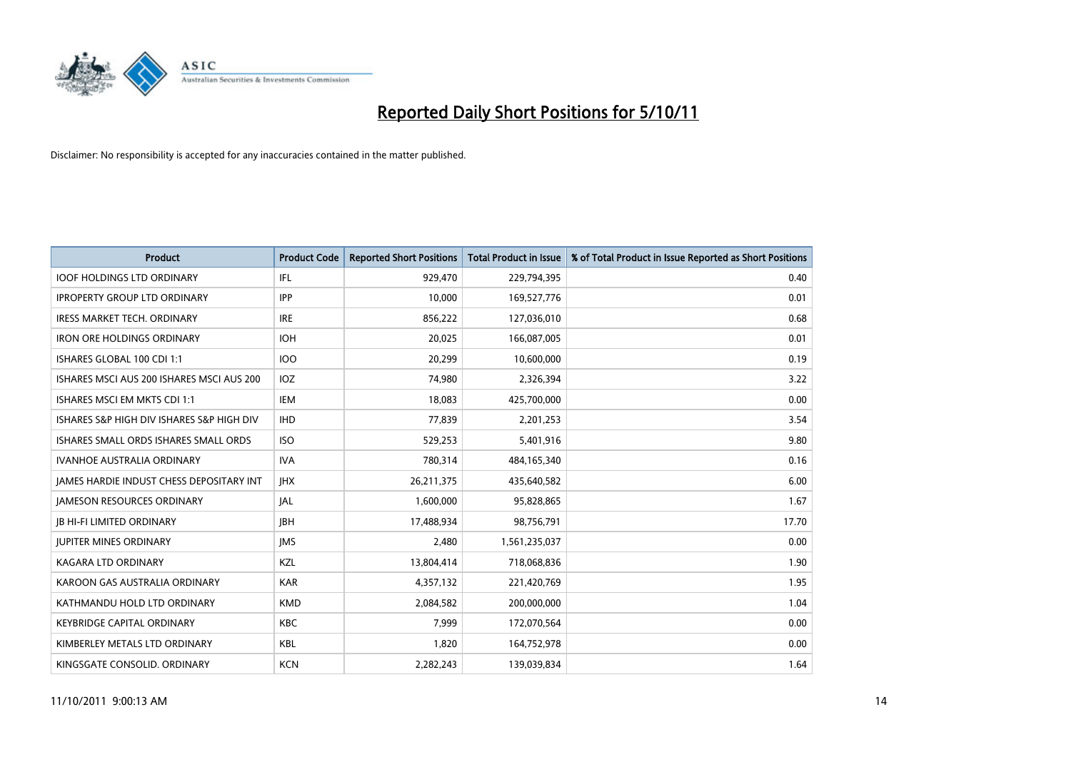# Reported Daily Short Positions for 5/10/11

Disclaimer: No responsibility is accepted for any inaccuracies contained in the matter published.

| Product | Product Code | Reported Short Positions | Total Product in Issue | % of Total Product in Issue Reported as Short Positions |
|---|---|---|---|---|
| IOOF HOLDINGS LTD ORDINARY | IFL | 929,470 | 229,794,395 | 0.40 |
| IPROPERTY GROUP LTD ORDINARY | IPP | 10,000 | 169,527,776 | 0.01 |
| IRESS MARKET TECH. ORDINARY | IRE | 856,222 | 127,036,010 | 0.68 |
| IRON ORE HOLDINGS ORDINARY | IOH | 20,025 | 166,087,005 | 0.01 |
| ISHARES GLOBAL 100 CDI 1:1 | IOO | 20,299 | 10,600,000 | 0.19 |
| ISHARES MSCI AUS 200 ISHARES MSCI AUS 200 | IOZ | 74,980 | 2,326,394 | 3.22 |
| ISHARES MSCI EM MKTS CDI 1:1 | IEM | 18,083 | 425,700,000 | 0.00 |
| ISHARES S&P HIGH DIV ISHARES S&P HIGH DIV | IHD | 77,839 | 2,201,253 | 3.54 |
| ISHARES SMALL ORDS ISHARES SMALL ORDS | ISO | 529,253 | 5,401,916 | 9.80 |
| IVANHOE AUSTRALIA ORDINARY | IVA | 780,314 | 484,165,340 | 0.16 |
| JAMES HARDIE INDUST CHESS DEPOSITARY INT | JHX | 26,211,375 | 435,640,582 | 6.00 |
| JAMESON RESOURCES ORDINARY | JAL | 1,600,000 | 95,828,865 | 1.67 |
| JB HI-FI LIMITED ORDINARY | JBH | 17,488,934 | 98,756,791 | 17.70 |
| JUPITER MINES ORDINARY | JMS | 2,480 | 1,561,235,037 | 0.00 |
| KAGARA LTD ORDINARY | KZL | 13,804,414 | 718,068,836 | 1.90 |
| KAROON GAS AUSTRALIA ORDINARY | KAR | 4,357,132 | 221,420,769 | 1.95 |
| KATHMANDU HOLD LTD ORDINARY | KMD | 2,084,582 | 200,000,000 | 1.04 |
| KEYBRIDGE CAPITAL ORDINARY | KBC | 7,999 | 172,070,564 | 0.00 |
| KIMBERLEY METALS LTD ORDINARY | KBL | 1,820 | 164,752,978 | 0.00 |
| KINGSGATE CONSOLID. ORDINARY | KCN | 2,282,243 | 139,039,834 | 1.64 |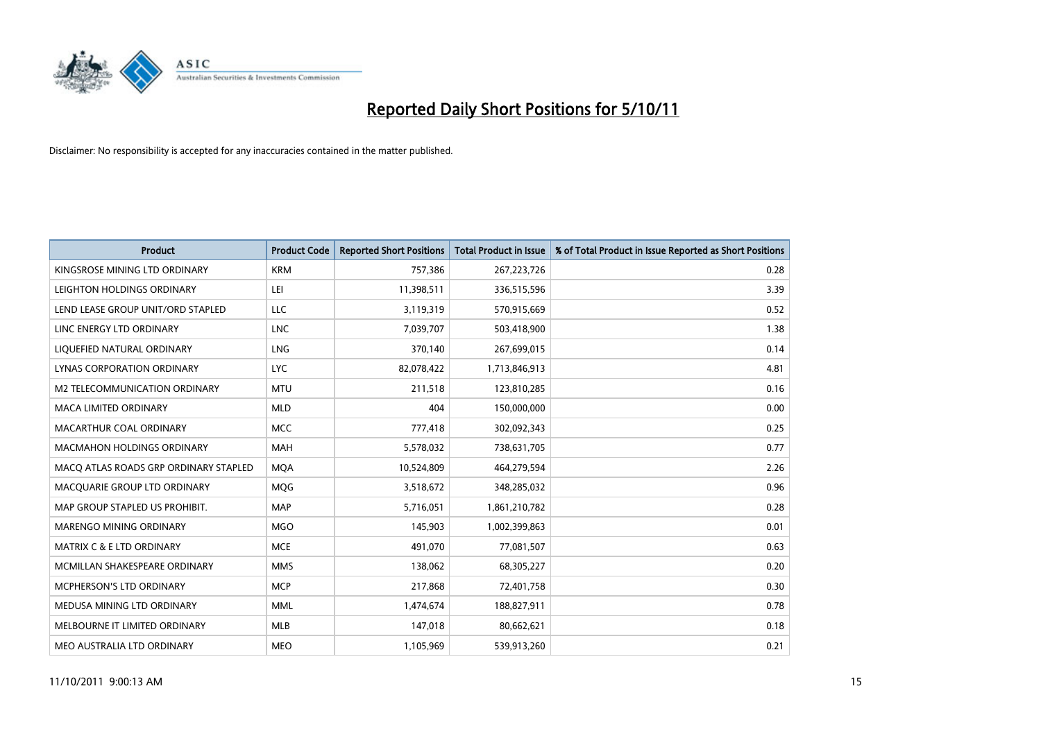# Reported Daily Short Positions for 5/10/11

Disclaimer: No responsibility is accepted for any inaccuracies contained in the matter published.

| Product | Product Code | Reported Short Positions | Total Product in Issue | % of Total Product in Issue Reported as Short Positions |
| --- | --- | --- | --- | --- |
| KINGSROSE MINING LTD ORDINARY | KRM | 757,386 | 267,223,726 | 0.28 |
| LEIGHTON HOLDINGS ORDINARY | LEI | 11,398,511 | 336,515,596 | 3.39 |
| LEND LEASE GROUP UNIT/ORD STAPLED | LLC | 3,119,319 | 570,915,669 | 0.52 |
| LINC ENERGY LTD ORDINARY | LNC | 7,039,707 | 503,418,900 | 1.38 |
| LIQUEFIED NATURAL ORDINARY | LNG | 370,140 | 267,699,015 | 0.14 |
| LYNAS CORPORATION ORDINARY | LYC | 82,078,422 | 1,713,846,913 | 4.81 |
| M2 TELECOMMUNICATION ORDINARY | MTU | 211,518 | 123,810,285 | 0.16 |
| MACA LIMITED ORDINARY | MLD | 404 | 150,000,000 | 0.00 |
| MACARTHUR COAL ORDINARY | MCC | 777,418 | 302,092,343 | 0.25 |
| MACMAHON HOLDINGS ORDINARY | MAH | 5,578,032 | 738,631,705 | 0.77 |
| MACQ ATLAS ROADS GRP ORDINARY STAPLED | MQA | 10,524,809 | 464,279,594 | 2.26 |
| MACQUARIE GROUP LTD ORDINARY | MQG | 3,518,672 | 348,285,032 | 0.96 |
| MAP GROUP STAPLED US PROHIBIT. | MAP | 5,716,051 | 1,861,210,782 | 0.28 |
| MARENGO MINING ORDINARY | MGO | 145,903 | 1,002,399,863 | 0.01 |
| MATRIX C & E LTD ORDINARY | MCE | 491,070 | 77,081,507 | 0.63 |
| MCMILLAN SHAKESPEARE ORDINARY | MMS | 138,062 | 68,305,227 | 0.20 |
| MCPHERSON'S LTD ORDINARY | MCP | 217,868 | 72,401,758 | 0.30 |
| MEDUSA MINING LTD ORDINARY | MML | 1,474,674 | 188,827,911 | 0.78 |
| MELBOURNE IT LIMITED ORDINARY | MLB | 147,018 | 80,662,621 | 0.18 |
| MEO AUSTRALIA LTD ORDINARY | MEO | 1,105,969 | 539,913,260 | 0.21 |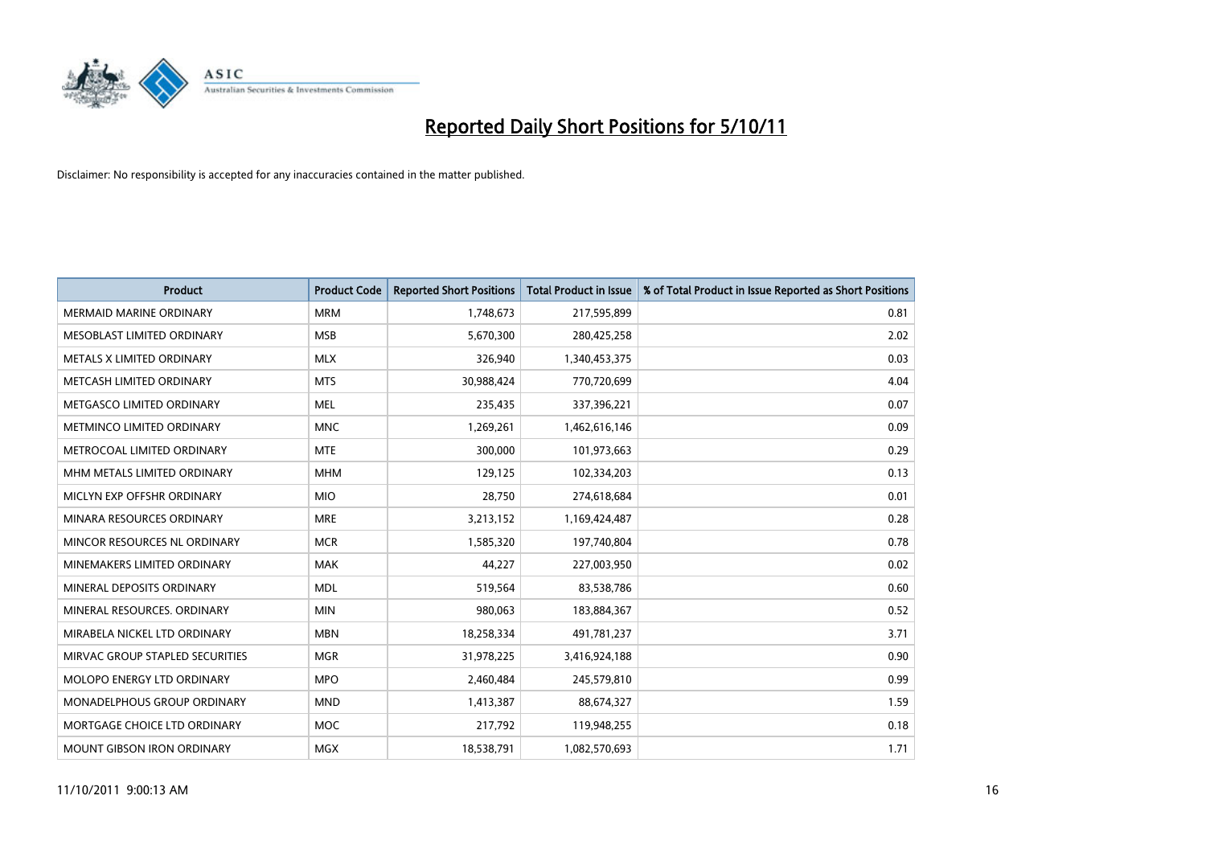# Reported Daily Short Positions for 5/10/11

Disclaimer: No responsibility is accepted for any inaccuracies contained in the matter published.

| Product | Product Code | Reported Short Positions | Total Product in Issue | % of Total Product in Issue Reported as Short Positions |
|---|---|---|---|---|
| MERMAID MARINE ORDINARY | MRM | 1,748,673 | 217,595,899 | 0.81 |
| MESOBLAST LIMITED ORDINARY | MSB | 5,670,300 | 280,425,258 | 2.02 |
| METALS X LIMITED ORDINARY | MLX | 326,940 | 1,340,453,375 | 0.03 |
| METCASH LIMITED ORDINARY | MTS | 30,988,424 | 770,720,699 | 4.04 |
| METGASCO LIMITED ORDINARY | MEL | 235,435 | 337,396,221 | 0.07 |
| METMINCO LIMITED ORDINARY | MNC | 1,269,261 | 1,462,616,146 | 0.09 |
| METROCOAL LIMITED ORDINARY | MTE | 300,000 | 101,973,663 | 0.29 |
| MHM METALS LIMITED ORDINARY | MHM | 129,125 | 102,334,203 | 0.13 |
| MICLYN EXP OFFSHR ORDINARY | MIO | 28,750 | 274,618,684 | 0.01 |
| MINARA RESOURCES ORDINARY | MRE | 3,213,152 | 1,169,424,487 | 0.28 |
| MINCOR RESOURCES NL ORDINARY | MCR | 1,585,320 | 197,740,804 | 0.78 |
| MINEMAKERS LIMITED ORDINARY | MAK | 44,227 | 227,003,950 | 0.02 |
| MINERAL DEPOSITS ORDINARY | MDL | 519,564 | 83,538,786 | 0.60 |
| MINERAL RESOURCES. ORDINARY | MIN | 980,063 | 183,884,367 | 0.52 |
| MIRABELA NICKEL LTD ORDINARY | MBN | 18,258,334 | 491,781,237 | 3.71 |
| MIRVAC GROUP STAPLED SECURITIES | MGR | 31,978,225 | 3,416,924,188 | 0.90 |
| MOLOPO ENERGY LTD ORDINARY | MPO | 2,460,484 | 245,579,810 | 0.99 |
| MONADELPHOUS GROUP ORDINARY | MND | 1,413,387 | 88,674,327 | 1.59 |
| MORTGAGE CHOICE LTD ORDINARY | MOC | 217,792 | 119,948,255 | 0.18 |
| MOUNT GIBSON IRON ORDINARY | MGX | 18,538,791 | 1,082,570,693 | 1.71 |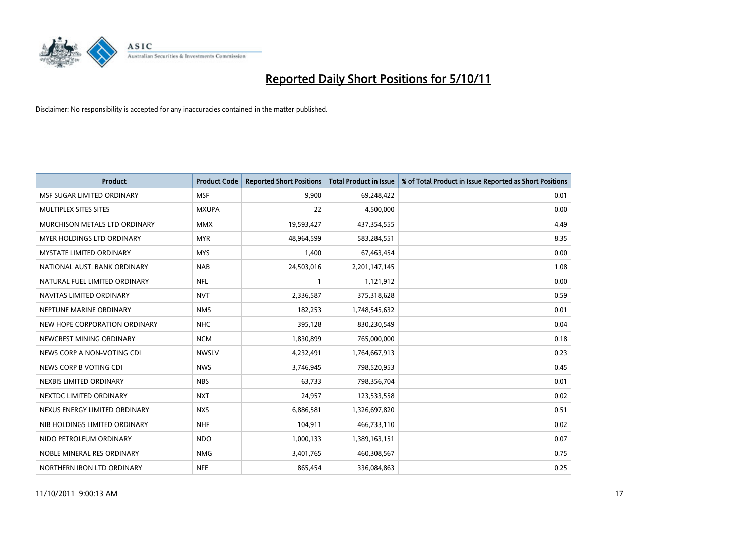# Reported Daily Short Positions for 5/10/11

Disclaimer: No responsibility is accepted for any inaccuracies contained in the matter published.

| Product | Product Code | Reported Short Positions | Total Product in Issue | % of Total Product in Issue Reported as Short Positions |
|---|---|---|---|---|
| MSF SUGAR LIMITED ORDINARY | MSF | 9,900 | 69,248,422 | 0.01 |
| MULTIPLEX SITES SITES | MXUPA | 22 | 4,500,000 | 0.00 |
| MURCHISON METALS LTD ORDINARY | MMX | 19,593,427 | 437,354,555 | 4.49 |
| MYER HOLDINGS LTD ORDINARY | MYR | 48,964,599 | 583,284,551 | 8.35 |
| MYSTATE LIMITED ORDINARY | MYS | 1,400 | 67,463,454 | 0.00 |
| NATIONAL AUST. BANK ORDINARY | NAB | 24,503,016 | 2,201,147,145 | 1.08 |
| NATURAL FUEL LIMITED ORDINARY | NFL | 1 | 1,121,912 | 0.00 |
| NAVITAS LIMITED ORDINARY | NVT | 2,336,587 | 375,318,628 | 0.59 |
| NEPTUNE MARINE ORDINARY | NMS | 182,253 | 1,748,545,632 | 0.01 |
| NEW HOPE CORPORATION ORDINARY | NHC | 395,128 | 830,230,549 | 0.04 |
| NEWCREST MINING ORDINARY | NCM | 1,830,899 | 765,000,000 | 0.18 |
| NEWS CORP A NON-VOTING CDI | NWSLV | 4,232,491 | 1,764,667,913 | 0.23 |
| NEWS CORP B VOTING CDI | NWS | 3,746,945 | 798,520,953 | 0.45 |
| NEXBIS LIMITED ORDINARY | NBS | 63,733 | 798,356,704 | 0.01 |
| NEXTDC LIMITED ORDINARY | NXT | 24,957 | 123,533,558 | 0.02 |
| NEXUS ENERGY LIMITED ORDINARY | NXS | 6,886,581 | 1,326,697,820 | 0.51 |
| NIB HOLDINGS LIMITED ORDINARY | NHF | 104,911 | 466,733,110 | 0.02 |
| NIDO PETROLEUM ORDINARY | NDO | 1,000,133 | 1,389,163,151 | 0.07 |
| NOBLE MINERAL RES ORDINARY | NMG | 3,401,765 | 460,308,567 | 0.75 |
| NORTHERN IRON LTD ORDINARY | NFE | 865,454 | 336,084,863 | 0.25 |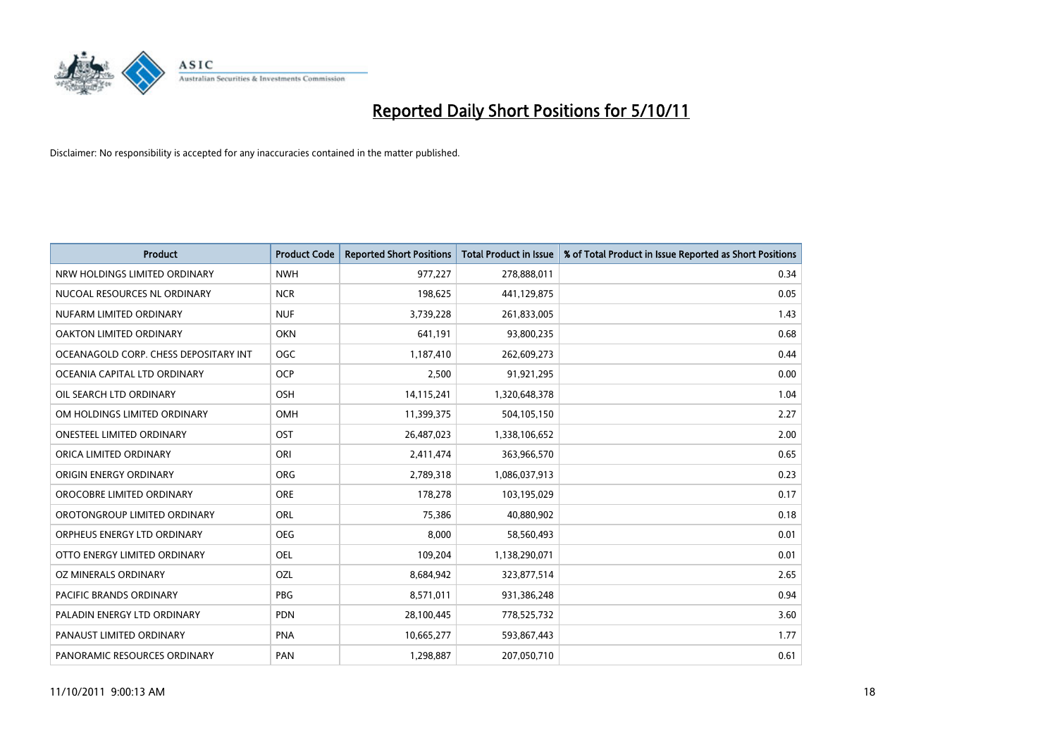# Reported Daily Short Positions for 5/10/11

Disclaimer: No responsibility is accepted for any inaccuracies contained in the matter published.

| Product | Product Code | Reported Short Positions | Total Product in Issue | % of Total Product in Issue Reported as Short Positions |
|---|---|---|---|---|
| NRW HOLDINGS LIMITED ORDINARY | NWH | 977,227 | 278,888,011 | 0.34 |
| NUCOAL RESOURCES NL ORDINARY | NCR | 198,625 | 441,129,875 | 0.05 |
| NUFARM LIMITED ORDINARY | NUF | 3,739,228 | 261,833,005 | 1.43 |
| OAKTON LIMITED ORDINARY | OKN | 641,191 | 93,800,235 | 0.68 |
| OCEANAGOLD CORP. CHESS DEPOSITARY INT | OGC | 1,187,410 | 262,609,273 | 0.44 |
| OCEANIA CAPITAL LTD ORDINARY | OCP | 2,500 | 91,921,295 | 0.00 |
| OIL SEARCH LTD ORDINARY | OSH | 14,115,241 | 1,320,648,378 | 1.04 |
| OM HOLDINGS LIMITED ORDINARY | OMH | 11,399,375 | 504,105,150 | 2.27 |
| ONESTEEL LIMITED ORDINARY | OST | 26,487,023 | 1,338,106,652 | 2.00 |
| ORICA LIMITED ORDINARY | ORI | 2,411,474 | 363,966,570 | 0.65 |
| ORIGIN ENERGY ORDINARY | ORG | 2,789,318 | 1,086,037,913 | 0.23 |
| OROCOBRE LIMITED ORDINARY | ORE | 178,278 | 103,195,029 | 0.17 |
| OROTONGROUP LIMITED ORDINARY | ORL | 75,386 | 40,880,902 | 0.18 |
| ORPHEUS ENERGY LTD ORDINARY | OEG | 8,000 | 58,560,493 | 0.01 |
| OTTO ENERGY LIMITED ORDINARY | OEL | 109,204 | 1,138,290,071 | 0.01 |
| OZ MINERALS ORDINARY | OZL | 8,684,942 | 323,877,514 | 2.65 |
| PACIFIC BRANDS ORDINARY | PBG | 8,571,011 | 931,386,248 | 0.94 |
| PALADIN ENERGY LTD ORDINARY | PDN | 28,100,445 | 778,525,732 | 3.60 |
| PANAUST LIMITED ORDINARY | PNA | 10,665,277 | 593,867,443 | 1.77 |
| PANORAMIC RESOURCES ORDINARY | PAN | 1,298,887 | 207,050,710 | 0.61 |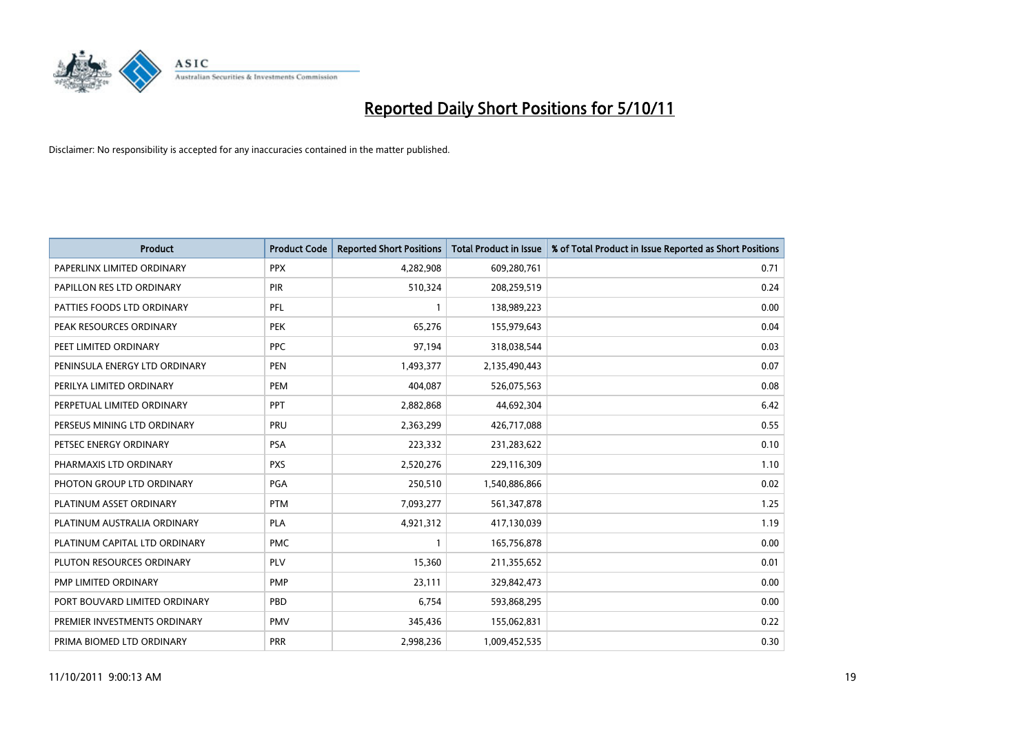# Reported Daily Short Positions for 5/10/11

Disclaimer: No responsibility is accepted for any inaccuracies contained in the matter published.

| Product | Product Code | Reported Short Positions | Total Product in Issue | % of Total Product in Issue Reported as Short Positions |
|---|---|---|---|---|
| PAPERLINX LIMITED ORDINARY | PPX | 4,282,908 | 609,280,761 | 0.71 |
| PAPILLON RES LTD ORDINARY | PIR | 510,324 | 208,259,519 | 0.24 |
| PATTIES FOODS LTD ORDINARY | PFL | 1 | 138,989,223 | 0.00 |
| PEAK RESOURCES ORDINARY | PEK | 65,276 | 155,979,643 | 0.04 |
| PEET LIMITED ORDINARY | PPC | 97,194 | 318,038,544 | 0.03 |
| PENINSULA ENERGY LTD ORDINARY | PEN | 1,493,377 | 2,135,490,443 | 0.07 |
| PERILYA LIMITED ORDINARY | PEM | 404,087 | 526,075,563 | 0.08 |
| PERPETUAL LIMITED ORDINARY | PPT | 2,882,868 | 44,692,304 | 6.42 |
| PERSEUS MINING LTD ORDINARY | PRU | 2,363,299 | 426,717,088 | 0.55 |
| PETSEC ENERGY ORDINARY | PSA | 223,332 | 231,283,622 | 0.10 |
| PHARMAXIS LTD ORDINARY | PXS | 2,520,276 | 229,116,309 | 1.10 |
| PHOTON GROUP LTD ORDINARY | PGA | 250,510 | 1,540,886,866 | 0.02 |
| PLATINUM ASSET ORDINARY | PTM | 7,093,277 | 561,347,878 | 1.25 |
| PLATINUM AUSTRALIA ORDINARY | PLA | 4,921,312 | 417,130,039 | 1.19 |
| PLATINUM CAPITAL LTD ORDINARY | PMC | 1 | 165,756,878 | 0.00 |
| PLUTON RESOURCES ORDINARY | PLV | 15,360 | 211,355,652 | 0.01 |
| PMP LIMITED ORDINARY | PMP | 23,111 | 329,842,473 | 0.00 |
| PORT BOUVARD LIMITED ORDINARY | PBD | 6,754 | 593,868,295 | 0.00 |
| PREMIER INVESTMENTS ORDINARY | PMV | 345,436 | 155,062,831 | 0.22 |
| PRIMA BIOMED LTD ORDINARY | PRR | 2,998,236 | 1,009,452,535 | 0.30 |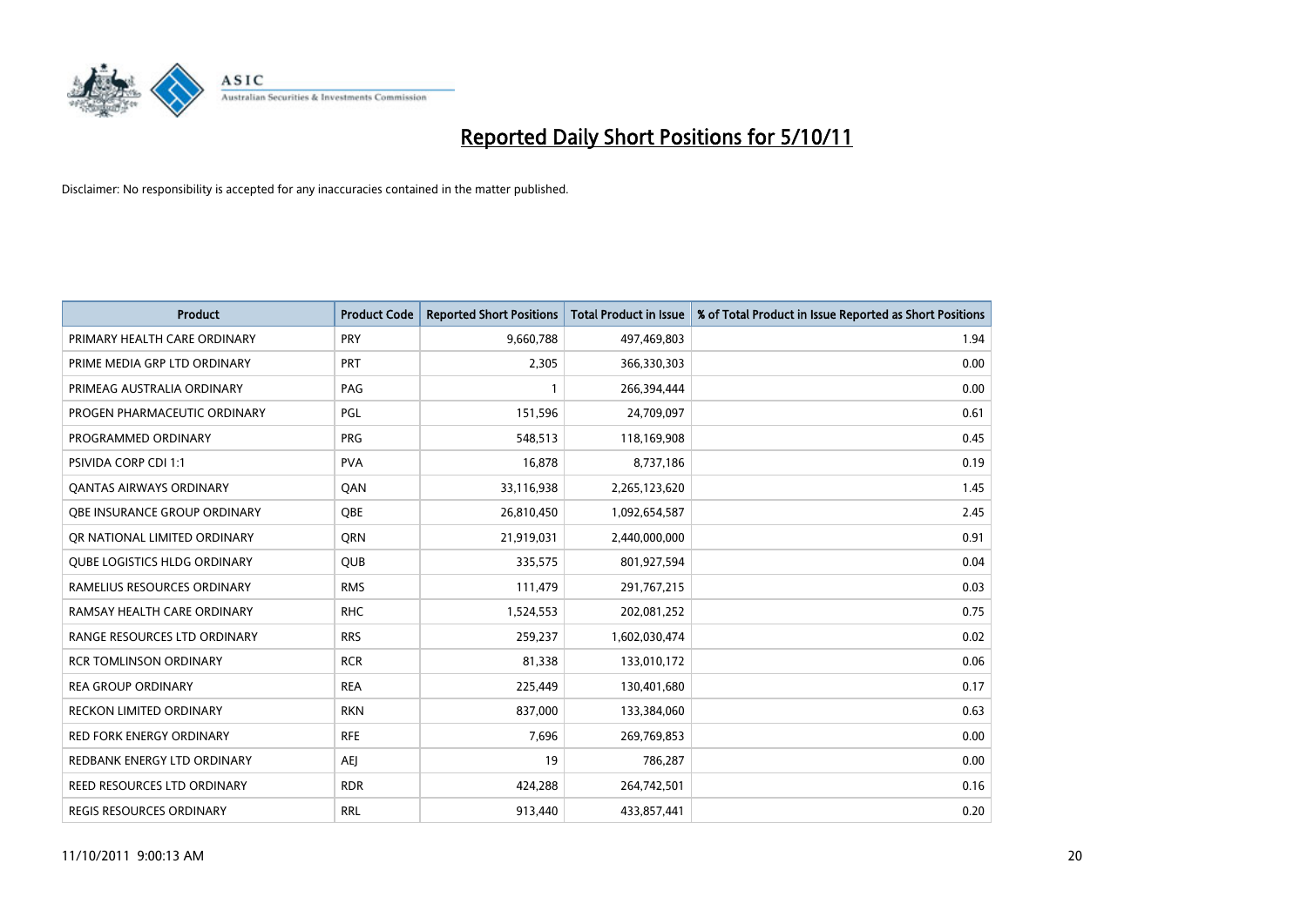# Reported Daily Short Positions for 5/10/11

Disclaimer: No responsibility is accepted for any inaccuracies contained in the matter published.

| Product | Product Code | Reported Short Positions | Total Product in Issue | % of Total Product in Issue Reported as Short Positions |
|---|---|---|---|---|
| PRIMARY HEALTH CARE ORDINARY | PRY | 9,660,788 | 497,469,803 | 1.94 |
| PRIME MEDIA GRP LTD ORDINARY | PRT | 2,305 | 366,330,303 | 0.00 |
| PRIMEAG AUSTRALIA ORDINARY | PAG | 1 | 266,394,444 | 0.00 |
| PROGEN PHARMACEUTIC ORDINARY | PGL | 151,596 | 24,709,097 | 0.61 |
| PROGRAMMED ORDINARY | PRG | 548,513 | 118,169,908 | 0.45 |
| PSIVIDA CORP CDI 1:1 | PVA | 16,878 | 8,737,186 | 0.19 |
| QANTAS AIRWAYS ORDINARY | QAN | 33,116,938 | 2,265,123,620 | 1.45 |
| QBE INSURANCE GROUP ORDINARY | QBE | 26,810,450 | 1,092,654,587 | 2.45 |
| QR NATIONAL LIMITED ORDINARY | QRN | 21,919,031 | 2,440,000,000 | 0.91 |
| QUBE LOGISTICS HLDG ORDINARY | QUB | 335,575 | 801,927,594 | 0.04 |
| RAMELIUS RESOURCES ORDINARY | RMS | 111,479 | 291,767,215 | 0.03 |
| RAMSAY HEALTH CARE ORDINARY | RHC | 1,524,553 | 202,081,252 | 0.75 |
| RANGE RESOURCES LTD ORDINARY | RRS | 259,237 | 1,602,030,474 | 0.02 |
| RCR TOMLINSON ORDINARY | RCR | 81,338 | 133,010,172 | 0.06 |
| REA GROUP ORDINARY | REA | 225,449 | 130,401,680 | 0.17 |
| RECKON LIMITED ORDINARY | RKN | 837,000 | 133,384,060 | 0.63 |
| RED FORK ENERGY ORDINARY | RFE | 7,696 | 269,769,853 | 0.00 |
| REDBANK ENERGY LTD ORDINARY | AEJ | 19 | 786,287 | 0.00 |
| REED RESOURCES LTD ORDINARY | RDR | 424,288 | 264,742,501 | 0.16 |
| REGIS RESOURCES ORDINARY | RRL | 913,440 | 433,857,441 | 0.20 |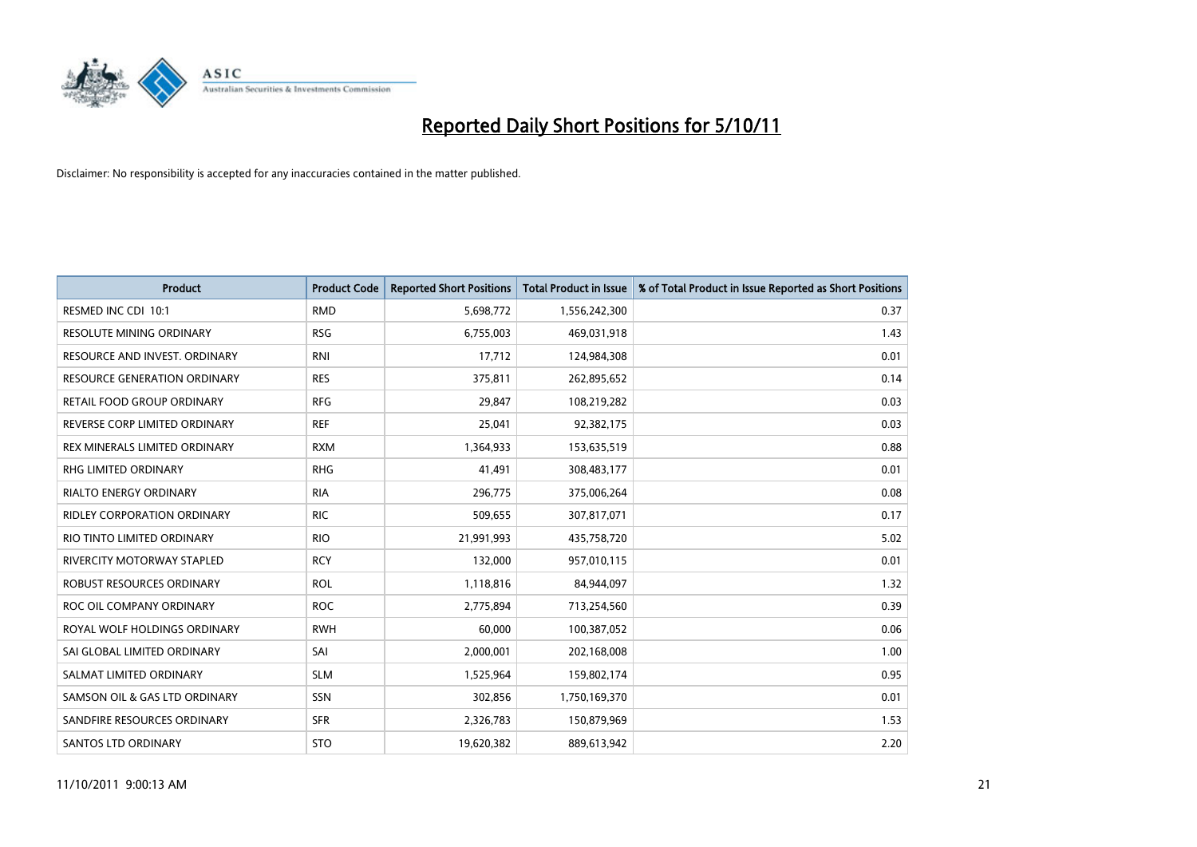# Reported Daily Short Positions for 5/10/11

Disclaimer: No responsibility is accepted for any inaccuracies contained in the matter published.

| Product | Product Code | Reported Short Positions | Total Product in Issue | % of Total Product in Issue Reported as Short Positions |
| --- | --- | --- | --- | --- |
| RESMED INC CDI 10:1 | RMD | 5,698,772 | 1,556,242,300 | 0.37 |
| RESOLUTE MINING ORDINARY | RSG | 6,755,003 | 469,031,918 | 1.43 |
| RESOURCE AND INVEST. ORDINARY | RNI | 17,712 | 124,984,308 | 0.01 |
| RESOURCE GENERATION ORDINARY | RES | 375,811 | 262,895,652 | 0.14 |
| RETAIL FOOD GROUP ORDINARY | RFG | 29,847 | 108,219,282 | 0.03 |
| REVERSE CORP LIMITED ORDINARY | REF | 25,041 | 92,382,175 | 0.03 |
| REX MINERALS LIMITED ORDINARY | RXM | 1,364,933 | 153,635,519 | 0.88 |
| RHG LIMITED ORDINARY | RHG | 41,491 | 308,483,177 | 0.01 |
| RIALTO ENERGY ORDINARY | RIA | 296,775 | 375,006,264 | 0.08 |
| RIDLEY CORPORATION ORDINARY | RIC | 509,655 | 307,817,071 | 0.17 |
| RIO TINTO LIMITED ORDINARY | RIO | 21,991,993 | 435,758,720 | 5.02 |
| RIVERCITY MOTORWAY STAPLED | RCY | 132,000 | 957,010,115 | 0.01 |
| ROBUST RESOURCES ORDINARY | ROL | 1,118,816 | 84,944,097 | 1.32 |
| ROC OIL COMPANY ORDINARY | ROC | 2,775,894 | 713,254,560 | 0.39 |
| ROYAL WOLF HOLDINGS ORDINARY | RWH | 60,000 | 100,387,052 | 0.06 |
| SAI GLOBAL LIMITED ORDINARY | SAI | 2,000,001 | 202,168,008 | 1.00 |
| SALMAT LIMITED ORDINARY | SLM | 1,525,964 | 159,802,174 | 0.95 |
| SAMSON OIL & GAS LTD ORDINARY | SSN | 302,856 | 1,750,169,370 | 0.01 |
| SANDFIRE RESOURCES ORDINARY | SFR | 2,326,783 | 150,879,969 | 1.53 |
| SANTOS LTD ORDINARY | STO | 19,620,382 | 889,613,942 | 2.20 |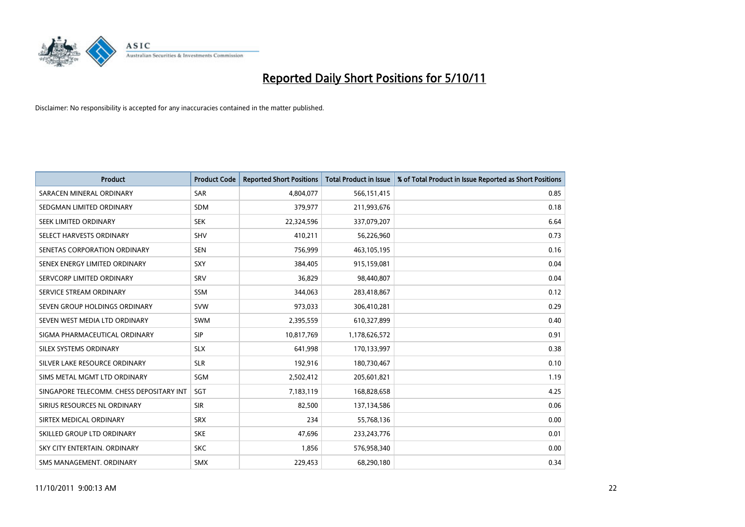# Reported Daily Short Positions for 5/10/11

Disclaimer: No responsibility is accepted for any inaccuracies contained in the matter published.

| Product | Product Code | Reported Short Positions | Total Product in Issue | % of Total Product in Issue Reported as Short Positions |
| --- | --- | --- | --- | --- |
| SARACEN MINERAL ORDINARY | SAR | 4,804,077 | 566,151,415 | 0.85 |
| SEDGMAN LIMITED ORDINARY | SDM | 379,977 | 211,993,676 | 0.18 |
| SEEK LIMITED ORDINARY | SEK | 22,324,596 | 337,079,207 | 6.64 |
| SELECT HARVESTS ORDINARY | SHV | 410,211 | 56,226,960 | 0.73 |
| SENETAS CORPORATION ORDINARY | SEN | 756,999 | 463,105,195 | 0.16 |
| SENEX ENERGY LIMITED ORDINARY | SXY | 384,405 | 915,159,081 | 0.04 |
| SERVCORP LIMITED ORDINARY | SRV | 36,829 | 98,440,807 | 0.04 |
| SERVICE STREAM ORDINARY | SSM | 344,063 | 283,418,867 | 0.12 |
| SEVEN GROUP HOLDINGS ORDINARY | SVW | 973,033 | 306,410,281 | 0.29 |
| SEVEN WEST MEDIA LTD ORDINARY | SWM | 2,395,559 | 610,327,899 | 0.40 |
| SIGMA PHARMACEUTICAL ORDINARY | SIP | 10,817,769 | 1,178,626,572 | 0.91 |
| SILEX SYSTEMS ORDINARY | SLX | 641,998 | 170,133,997 | 0.38 |
| SILVER LAKE RESOURCE ORDINARY | SLR | 192,916 | 180,730,467 | 0.10 |
| SIMS METAL MGMT LTD ORDINARY | SGM | 2,502,412 | 205,601,821 | 1.19 |
| SINGAPORE TELECOMM. CHESS DEPOSITARY INT | SGT | 7,183,119 | 168,828,658 | 4.25 |
| SIRIUS RESOURCES NL ORDINARY | SIR | 82,500 | 137,134,586 | 0.06 |
| SIRTEX MEDICAL ORDINARY | SRX | 234 | 55,768,136 | 0.00 |
| SKILLED GROUP LTD ORDINARY | SKE | 47,696 | 233,243,776 | 0.01 |
| SKY CITY ENTERTAIN. ORDINARY | SKC | 1,856 | 576,958,340 | 0.00 |
| SMS MANAGEMENT. ORDINARY | SMX | 229,453 | 68,290,180 | 0.34 |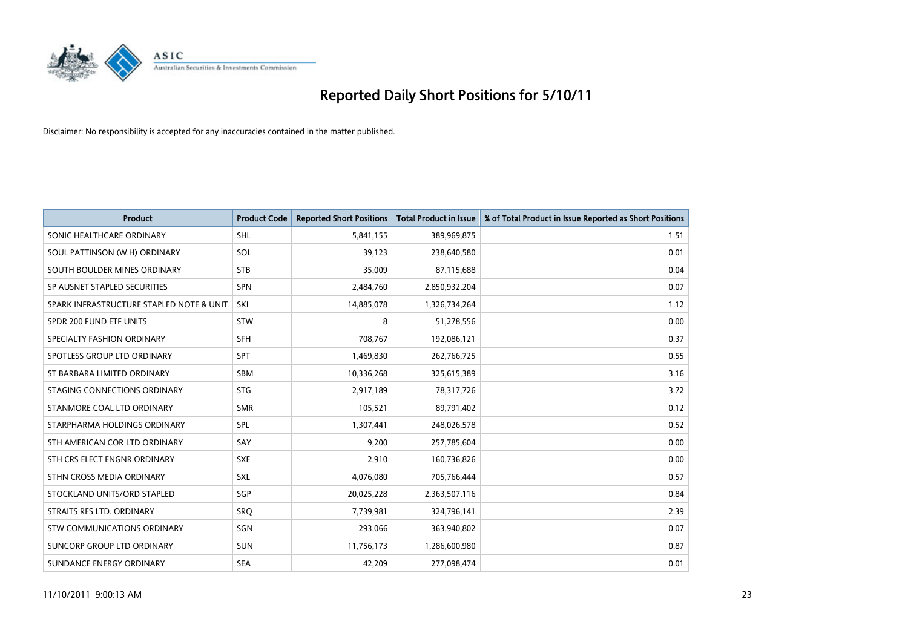# Reported Daily Short Positions for 5/10/11

Disclaimer: No responsibility is accepted for any inaccuracies contained in the matter published.

| Product | Product Code | Reported Short Positions | Total Product in Issue | % of Total Product in Issue Reported as Short Positions |
|---|---|---|---|---|
| SONIC HEALTHCARE ORDINARY | SHL | 5,841,155 | 389,969,875 | 1.51 |
| SOUL PATTINSON (W.H) ORDINARY | SOL | 39,123 | 238,640,580 | 0.01 |
| SOUTH BOULDER MINES ORDINARY | STB | 35,009 | 87,115,688 | 0.04 |
| SP AUSNET STAPLED SECURITIES | SPN | 2,484,760 | 2,850,932,204 | 0.07 |
| SPARK INFRASTRUCTURE STAPLED NOTE & UNIT | SKI | 14,885,078 | 1,326,734,264 | 1.12 |
| SPDR 200 FUND ETF UNITS | STW | 8 | 51,278,556 | 0.00 |
| SPECIALTY FASHION ORDINARY | SFH | 708,767 | 192,086,121 | 0.37 |
| SPOTLESS GROUP LTD ORDINARY | SPT | 1,469,830 | 262,766,725 | 0.55 |
| ST BARBARA LIMITED ORDINARY | SBM | 10,336,268 | 325,615,389 | 3.16 |
| STAGING CONNECTIONS ORDINARY | STG | 2,917,189 | 78,317,726 | 3.72 |
| STANMORE COAL LTD ORDINARY | SMR | 105,521 | 89,791,402 | 0.12 |
| STARPHARMA HOLDINGS ORDINARY | SPL | 1,307,441 | 248,026,578 | 0.52 |
| STH AMERICAN COR LTD ORDINARY | SAY | 9,200 | 257,785,604 | 0.00 |
| STH CRS ELECT ENGNR ORDINARY | SXE | 2,910 | 160,736,826 | 0.00 |
| STHN CROSS MEDIA ORDINARY | SXL | 4,076,080 | 705,766,444 | 0.57 |
| STOCKLAND UNITS/ORD STAPLED | SGP | 20,025,228 | 2,363,507,116 | 0.84 |
| STRAITS RES LTD. ORDINARY | SRQ | 7,739,981 | 324,796,141 | 2.39 |
| STW COMMUNICATIONS ORDINARY | SGN | 293,066 | 363,940,802 | 0.07 |
| SUNCORP GROUP LTD ORDINARY | SUN | 11,756,173 | 1,286,600,980 | 0.87 |
| SUNDANCE ENERGY ORDINARY | SEA | 42,209 | 277,098,474 | 0.01 |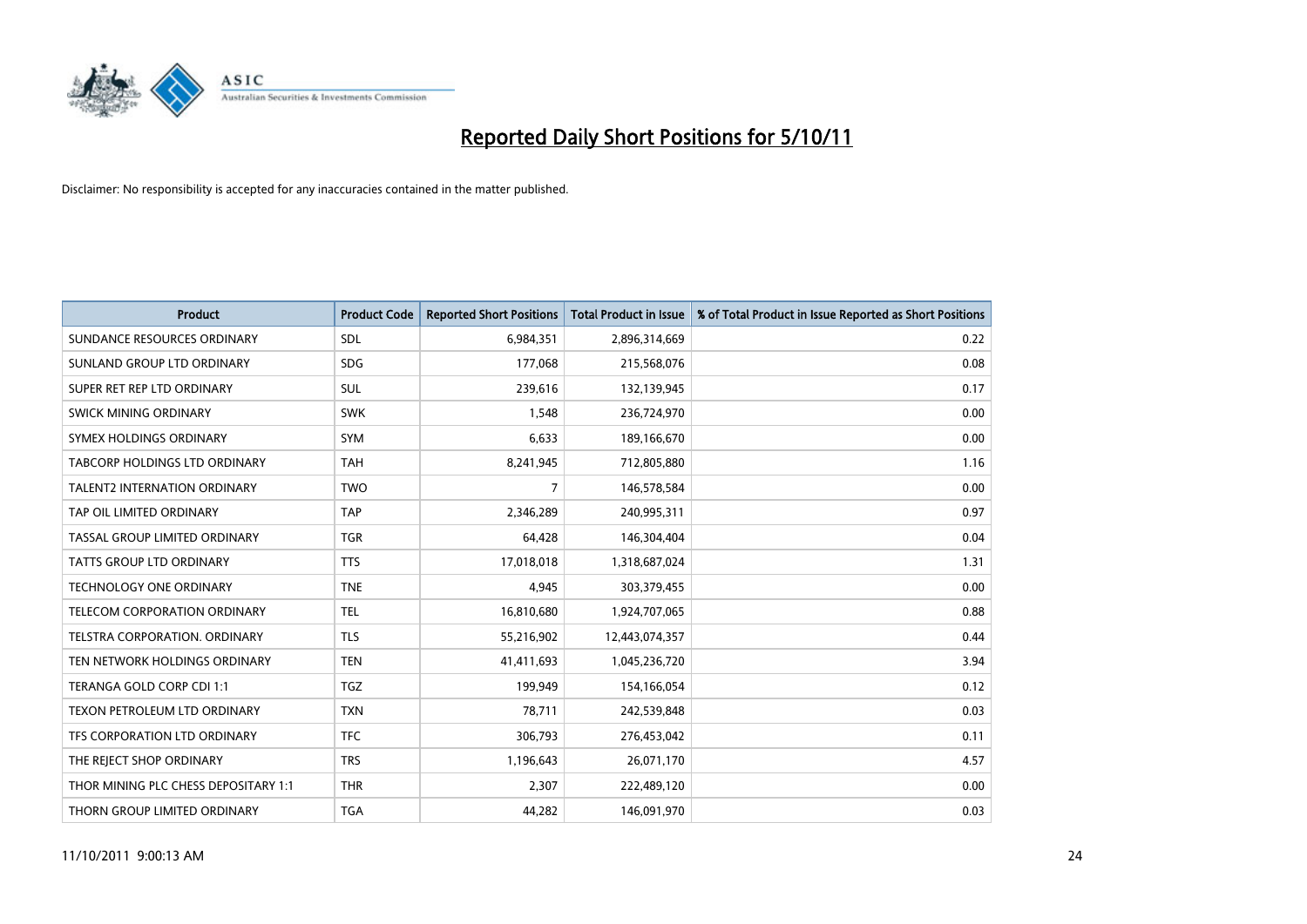# Reported Daily Short Positions for 5/10/11

Disclaimer: No responsibility is accepted for any inaccuracies contained in the matter published.

| Product | Product Code | Reported Short Positions | Total Product in Issue | % of Total Product in Issue Reported as Short Positions |
|---|---|---|---|---|
| SUNDANCE RESOURCES ORDINARY | SDL | 6,984,351 | 2,896,314,669 | 0.22 |
| SUNLAND GROUP LTD ORDINARY | SDG | 177,068 | 215,568,076 | 0.08 |
| SUPER RET REP LTD ORDINARY | SUL | 239,616 | 132,139,945 | 0.17 |
| SWICK MINING ORDINARY | SWK | 1,548 | 236,724,970 | 0.00 |
| SYMEX HOLDINGS ORDINARY | SYM | 6,633 | 189,166,670 | 0.00 |
| TABCORP HOLDINGS LTD ORDINARY | TAH | 8,241,945 | 712,805,880 | 1.16 |
| TALENT2 INTERNATION ORDINARY | TWO | 7 | 146,578,584 | 0.00 |
| TAP OIL LIMITED ORDINARY | TAP | 2,346,289 | 240,995,311 | 0.97 |
| TASSAL GROUP LIMITED ORDINARY | TGR | 64,428 | 146,304,404 | 0.04 |
| TATTS GROUP LTD ORDINARY | TTS | 17,018,018 | 1,318,687,024 | 1.31 |
| TECHNOLOGY ONE ORDINARY | TNE | 4,945 | 303,379,455 | 0.00 |
| TELECOM CORPORATION ORDINARY | TEL | 16,810,680 | 1,924,707,065 | 0.88 |
| TELSTRA CORPORATION. ORDINARY | TLS | 55,216,902 | 12,443,074,357 | 0.44 |
| TEN NETWORK HOLDINGS ORDINARY | TEN | 41,411,693 | 1,045,236,720 | 3.94 |
| TERANGA GOLD CORP CDI 1:1 | TGZ | 199,949 | 154,166,054 | 0.12 |
| TEXON PETROLEUM LTD ORDINARY | TXN | 78,711 | 242,539,848 | 0.03 |
| TFS CORPORATION LTD ORDINARY | TFC | 306,793 | 276,453,042 | 0.11 |
| THE REJECT SHOP ORDINARY | TRS | 1,196,643 | 26,071,170 | 4.57 |
| THOR MINING PLC CHESS DEPOSITARY 1:1 | THR | 2,307 | 222,489,120 | 0.00 |
| THORN GROUP LIMITED ORDINARY | TGA | 44,282 | 146,091,970 | 0.03 |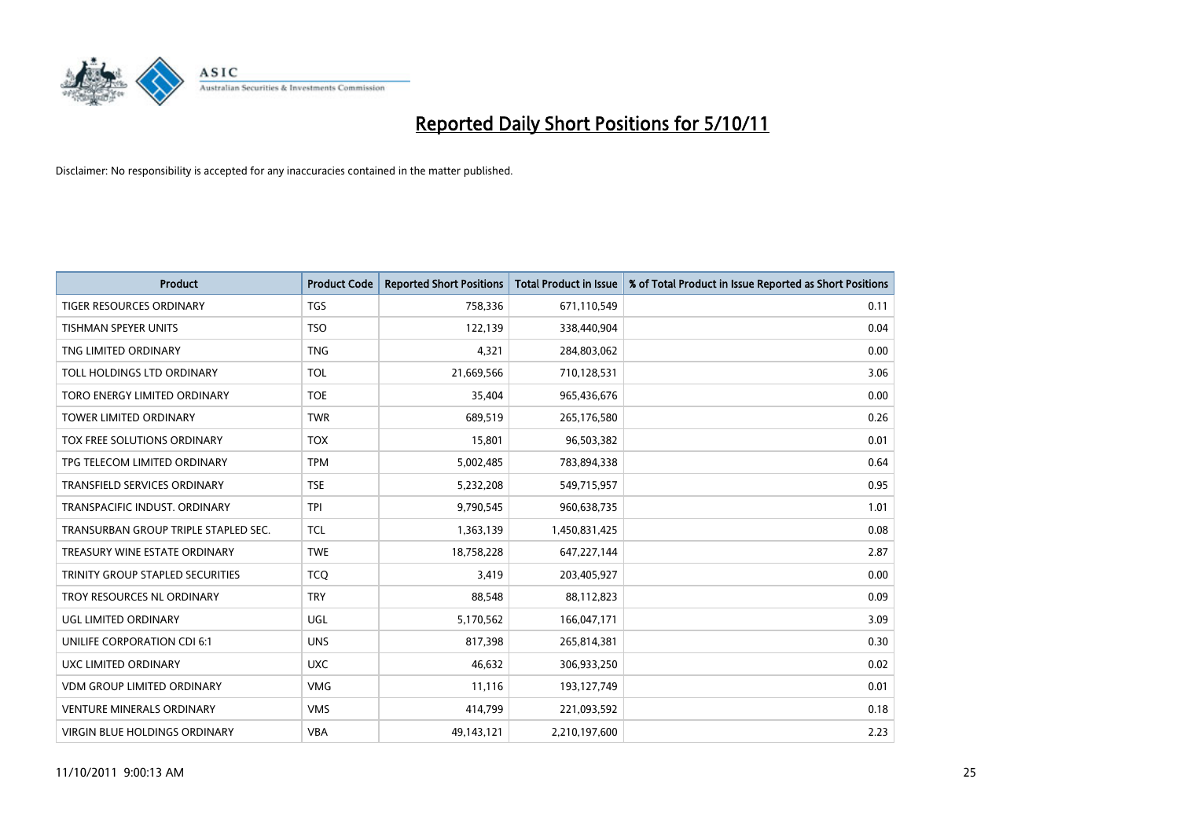# Reported Daily Short Positions for 5/10/11

Disclaimer: No responsibility is accepted for any inaccuracies contained in the matter published.

| Product | Product Code | Reported Short Positions | Total Product in Issue | % of Total Product in Issue Reported as Short Positions |
| --- | --- | --- | --- | --- |
| TIGER RESOURCES ORDINARY | TGS | 758,336 | 671,110,549 | 0.11 |
| TISHMAN SPEYER UNITS | TSO | 122,139 | 338,440,904 | 0.04 |
| TNG LIMITED ORDINARY | TNG | 4,321 | 284,803,062 | 0.00 |
| TOLL HOLDINGS LTD ORDINARY | TOL | 21,669,566 | 710,128,531 | 3.06 |
| TORO ENERGY LIMITED ORDINARY | TOE | 35,404 | 965,436,676 | 0.00 |
| TOWER LIMITED ORDINARY | TWR | 689,519 | 265,176,580 | 0.26 |
| TOX FREE SOLUTIONS ORDINARY | TOX | 15,801 | 96,503,382 | 0.01 |
| TPG TELECOM LIMITED ORDINARY | TPM | 5,002,485 | 783,894,338 | 0.64 |
| TRANSFIELD SERVICES ORDINARY | TSE | 5,232,208 | 549,715,957 | 0.95 |
| TRANSPACIFIC INDUST. ORDINARY | TPI | 9,790,545 | 960,638,735 | 1.01 |
| TRANSURBAN GROUP TRIPLE STAPLED SEC. | TCL | 1,363,139 | 1,450,831,425 | 0.08 |
| TREASURY WINE ESTATE ORDINARY | TWE | 18,758,228 | 647,227,144 | 2.87 |
| TRINITY GROUP STAPLED SECURITIES | TCQ | 3,419 | 203,405,927 | 0.00 |
| TROY RESOURCES NL ORDINARY | TRY | 88,548 | 88,112,823 | 0.09 |
| UGL LIMITED ORDINARY | UGL | 5,170,562 | 166,047,171 | 3.09 |
| UNILIFE CORPORATION CDI 6:1 | UNS | 817,398 | 265,814,381 | 0.30 |
| UXC LIMITED ORDINARY | UXC | 46,632 | 306,933,250 | 0.02 |
| VDM GROUP LIMITED ORDINARY | VMG | 11,116 | 193,127,749 | 0.01 |
| VENTURE MINERALS ORDINARY | VMS | 414,799 | 221,093,592 | 0.18 |
| VIRGIN BLUE HOLDINGS ORDINARY | VBA | 49,143,121 | 2,210,197,600 | 2.23 |

11/10/2011 9:00:13 AM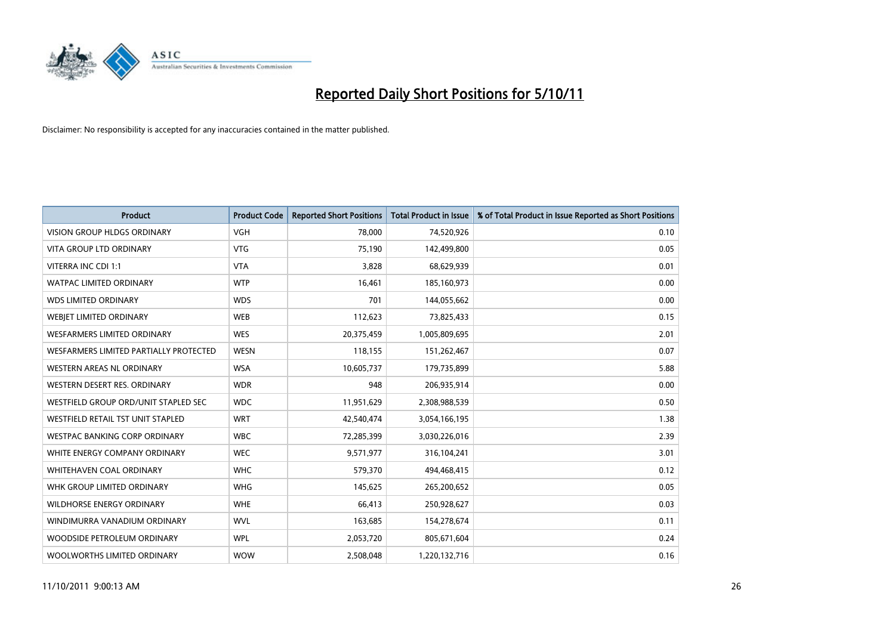# Reported Daily Short Positions for 5/10/11

Disclaimer: No responsibility is accepted for any inaccuracies contained in the matter published.

| Product | Product Code | Reported Short Positions | Total Product in Issue | % of Total Product in Issue Reported as Short Positions |
|---|---|---|---|---|
| VISION GROUP HLDGS ORDINARY | VGH | 78,000 | 74,520,926 | 0.10 |
| VITA GROUP LTD ORDINARY | VTG | 75,190 | 142,499,800 | 0.05 |
| VITERRA INC CDI 1:1 | VTA | 3,828 | 68,629,939 | 0.01 |
| WATPAC LIMITED ORDINARY | WTP | 16,461 | 185,160,973 | 0.00 |
| WDS LIMITED ORDINARY | WDS | 701 | 144,055,662 | 0.00 |
| WEBJET LIMITED ORDINARY | WEB | 112,623 | 73,825,433 | 0.15 |
| WESFARMERS LIMITED ORDINARY | WES | 20,375,459 | 1,005,809,695 | 2.01 |
| WESFARMERS LIMITED PARTIALLY PROTECTED | WESN | 118,155 | 151,262,467 | 0.07 |
| WESTERN AREAS NL ORDINARY | WSA | 10,605,737 | 179,735,899 | 5.88 |
| WESTERN DESERT RES. ORDINARY | WDR | 948 | 206,935,914 | 0.00 |
| WESTFIELD GROUP ORD/UNIT STAPLED SEC | WDC | 11,951,629 | 2,308,988,539 | 0.50 |
| WESTFIELD RETAIL TST UNIT STAPLED | WRT | 42,540,474 | 3,054,166,195 | 1.38 |
| WESTPAC BANKING CORP ORDINARY | WBC | 72,285,399 | 3,030,226,016 | 2.39 |
| WHITE ENERGY COMPANY ORDINARY | WEC | 9,571,977 | 316,104,241 | 3.01 |
| WHITEHAVEN COAL ORDINARY | WHC | 579,370 | 494,468,415 | 0.12 |
| WHK GROUP LIMITED ORDINARY | WHG | 145,625 | 265,200,652 | 0.05 |
| WILDHORSE ENERGY ORDINARY | WHE | 66,413 | 250,928,627 | 0.03 |
| WINDIMURRA VANADIUM ORDINARY | WVL | 163,685 | 154,278,674 | 0.11 |
| WOODSIDE PETROLEUM ORDINARY | WPL | 2,053,720 | 805,671,604 | 0.24 |
| WOOLWORTHS LIMITED ORDINARY | WOW | 2,508,048 | 1,220,132,716 | 0.16 |

11/10/2011 9:00:13 AM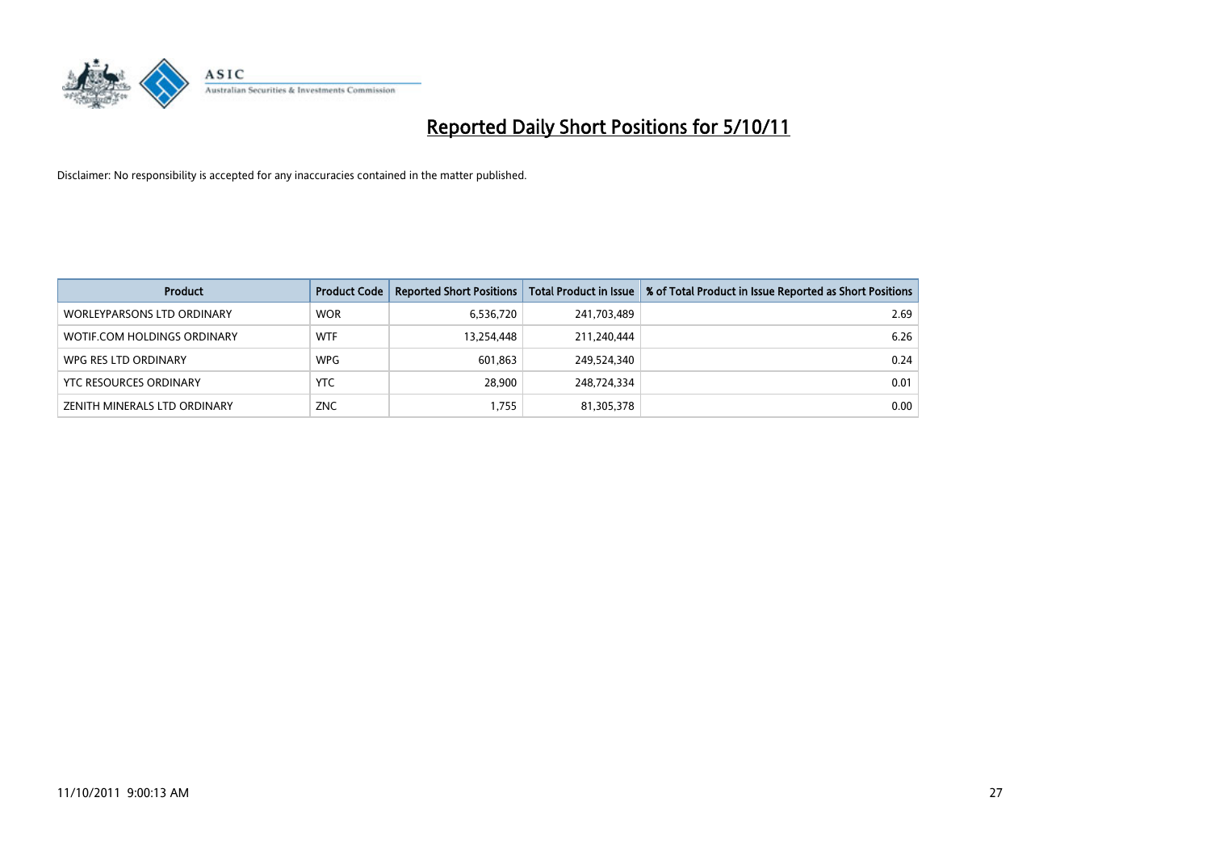# Reported Daily Short Positions for 5/10/11

Disclaimer: No responsibility is accepted for any inaccuracies contained in the matter published.

| Product | Product Code | Reported Short Positions | Total Product in Issue | % of Total Product in Issue Reported as Short Positions |
|---|---|---|---|---|
| WORLEYPARSONS LTD ORDINARY | WOR | 6,536,720 | 241,703,489 | 2.69 |
| WOTIF.COM HOLDINGS ORDINARY | WTF | 13,254,448 | 211,240,444 | 6.26 |
| WPG RES LTD ORDINARY | WPG | 601,863 | 249,524,340 | 0.24 |
| YTC RESOURCES ORDINARY | YTC | 28,900 | 248,724,334 | 0.01 |
| ZENITH MINERALS LTD ORDINARY | ZNC | 1,755 | 81,305,378 | 0.00 |

11/10/2011 9:00:13 AM